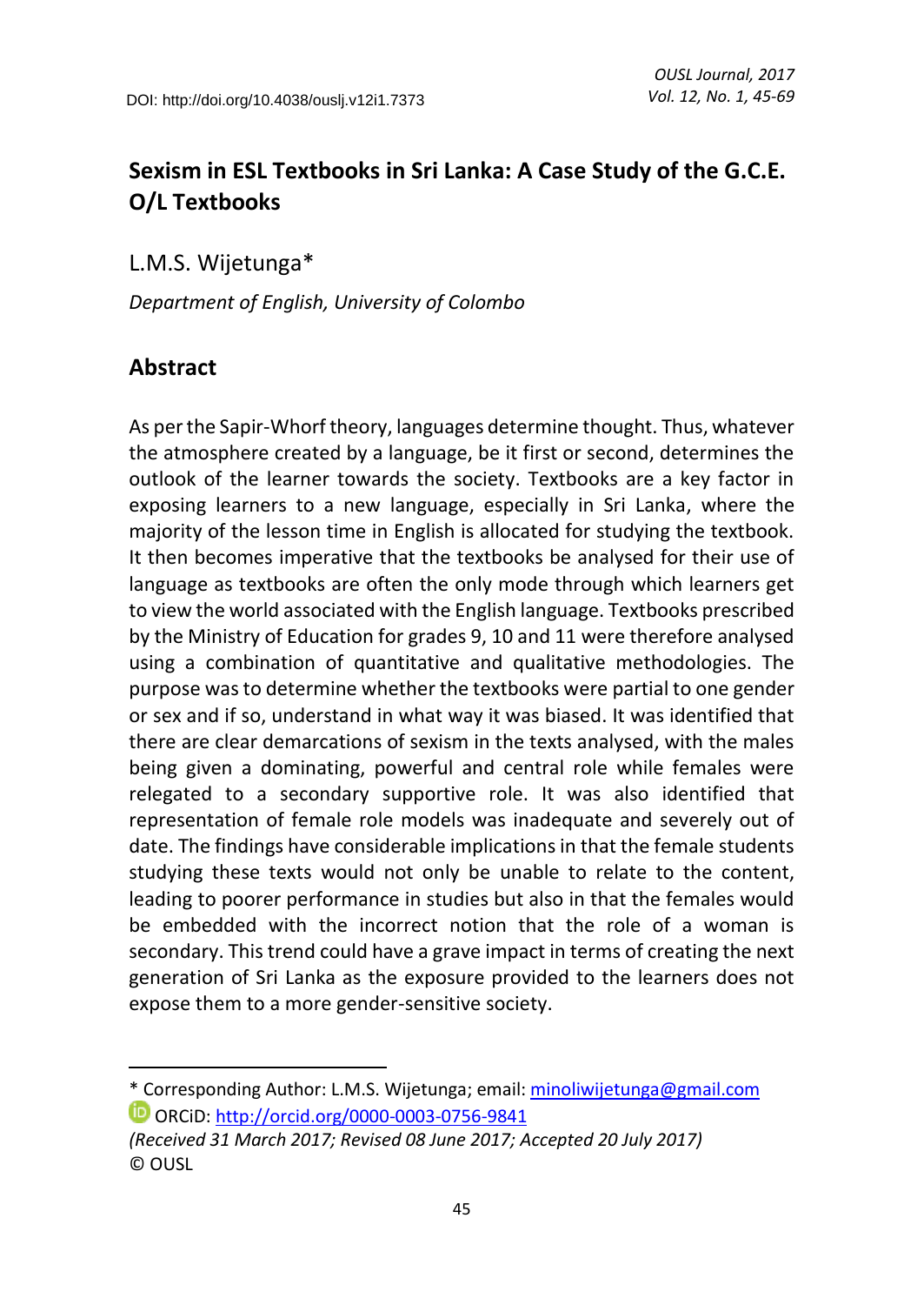DOI: http://doi.org/10.4038/ouslj.v12i1.7373

# Sexism in ESL Textbooks in Sri Lanka: A Case Study of the G.C.E. O/L Textbooks

L.M.S. Wijetunga*

*Department of English, University of Colombo*

## Abstract

As per the Sapir-Whorf theory, languages determine thought. Thus, whatever the atmosphere created by a language, be it first or second, determines the outlook of the learner towards the society. Textbooks are a key factor in exposing learners to a new language, especially in Sri Lanka, where the majority of the lesson time in English is allocated for studying the textbook. It then becomes imperative that the textbooks be analysed for their use of language as textbooks are often the only mode through which learners get to view the world associated with the English language. Textbooks prescribed by the Ministry of Education for grades 9, 10 and 11 were therefore analysed using a combination of quantitative and qualitative methodologies. The purpose was to determine whether the textbooks were partial to one gender or sex and if so, understand in what way it was biased. It was identified that there are clear demarcations of sexism in the texts analysed, with the males being given a dominating, powerful and central role while females were relegated to a secondary supportive role. It was also identified that representation of female role models was inadequate and severely out of date. The findings have considerable implications in that the female students studying these texts would not only be unable to relate to the content, leading to poorer performance in studies but also in that the females would be embedded with the incorrect notion that the role of a woman is secondary. This trend could have a grave impact in terms of creating the next generation of Sri Lanka as the exposure provided to the learners does not expose them to a more gender-sensitive society.

---

* Corresponding Author: L.M.S. Wijetunga; email: minoliwijetunga@gmail.com
ORCiD: http://orcid.org/0000-0003-0756-9841
*(Received 31 March 2017; Revised 08 June 2017; Accepted 20 July 2017)*
© OUSL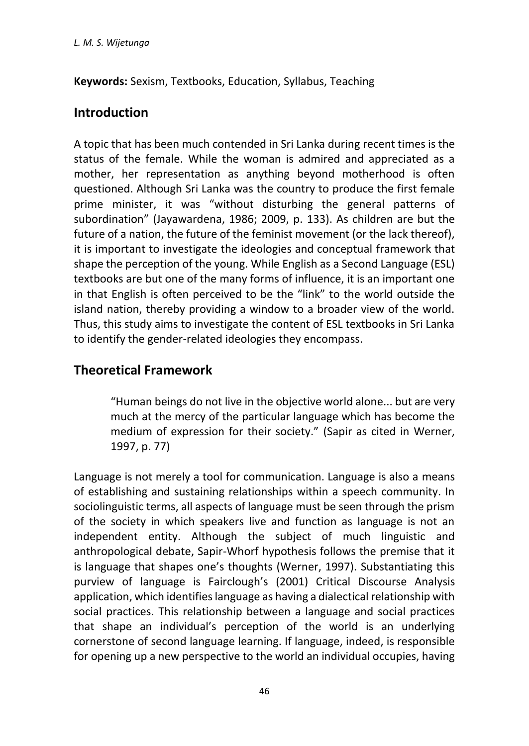**Keywords:** Sexism, Textbooks, Education, Syllabus, Teaching

## Introduction

A topic that has been much contended in Sri Lanka during recent times is the status of the female. While the woman is admired and appreciated as a mother, her representation as anything beyond motherhood is often questioned. Although Sri Lanka was the country to produce the first female prime minister, it was "without disturbing the general patterns of subordination" (Jayawardena, 1986; 2009, p. 133). As children are but the future of a nation, the future of the feminist movement (or the lack thereof), it is important to investigate the ideologies and conceptual framework that shape the perception of the young. While English as a Second Language (ESL) textbooks are but one of the many forms of influence, it is an important one in that English is often perceived to be the "link" to the world outside the island nation, thereby providing a window to a broader view of the world. Thus, this study aims to investigate the content of ESL textbooks in Sri Lanka to identify the gender-related ideologies they encompass.

## Theoretical Framework

> "Human beings do not live in the objective world alone... but are very much at the mercy of the particular language which has become the medium of expression for their society." (Sapir as cited in Werner, 1997, p. 77)

Language is not merely a tool for communication. Language is also a means of establishing and sustaining relationships within a speech community. In sociolinguistic terms, all aspects of language must be seen through the prism of the society in which speakers live and function as language is not an independent entity. Although the subject of much linguistic and anthropological debate, Sapir-Whorf hypothesis follows the premise that it is language that shapes one's thoughts (Werner, 1997). Substantiating this purview of language is Fairclough's (2001) Critical Discourse Analysis application, which identifies language as having a dialectical relationship with social practices. This relationship between a language and social practices that shape an individual's perception of the world is an underlying cornerstone of second language learning. If language, indeed, is responsible for opening up a new perspective to the world an individual occupies, having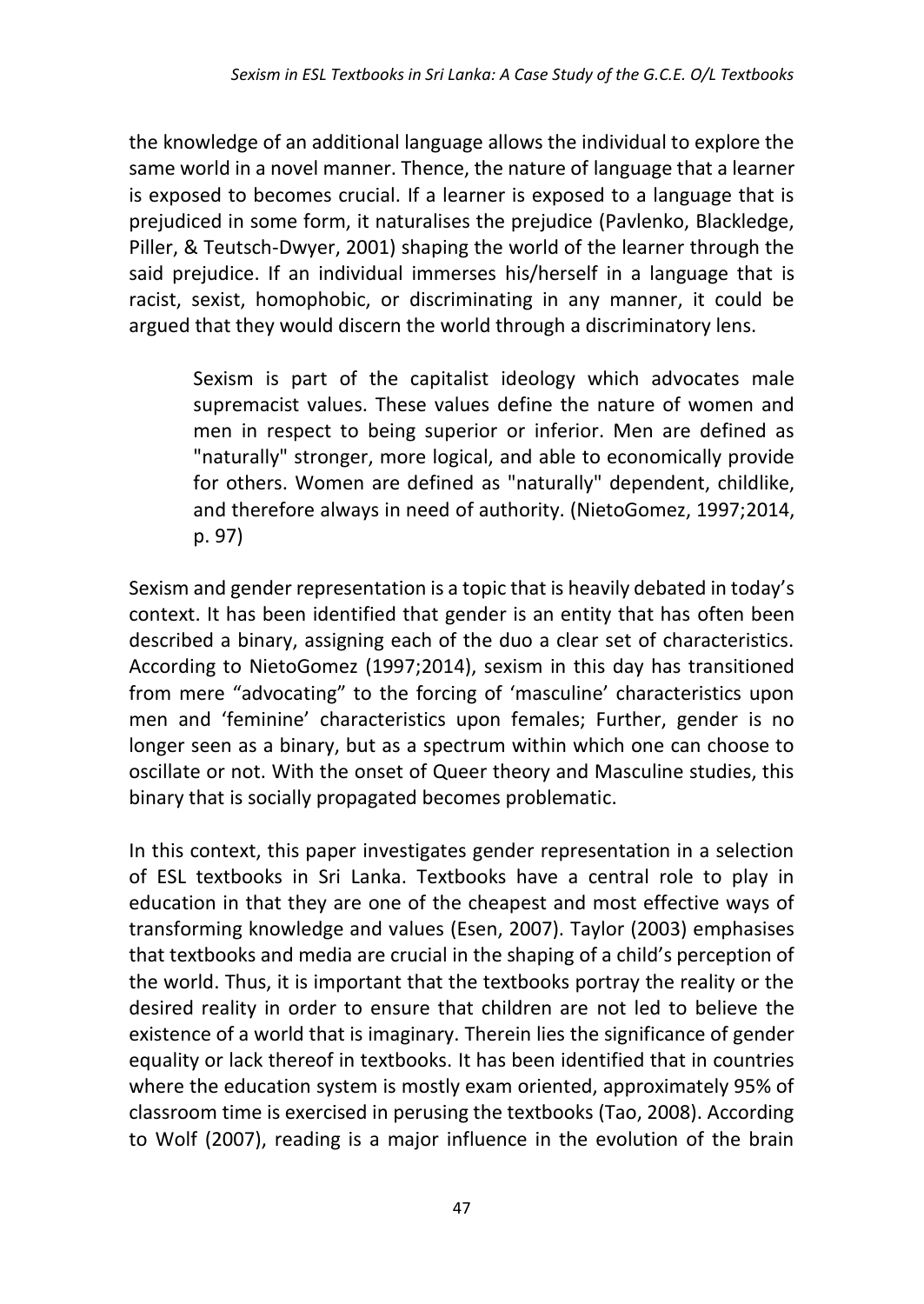the knowledge of an additional language allows the individual to explore the same world in a novel manner. Thence, the nature of language that a learner is exposed to becomes crucial. If a learner is exposed to a language that is prejudiced in some form, it naturalises the prejudice (Pavlenko, Blackledge, Piller, & Teutsch-Dwyer, 2001) shaping the world of the learner through the said prejudice. If an individual immerses his/herself in a language that is racist, sexist, homophobic, or discriminating in any manner, it could be argued that they would discern the world through a discriminatory lens.

> Sexism is part of the capitalist ideology which advocates male supremacist values. These values define the nature of women and men in respect to being superior or inferior. Men are defined as "naturally" stronger, more logical, and able to economically provide for others. Women are defined as "naturally" dependent, childlike, and therefore always in need of authority. (NietoGomez, 1997;2014, p. 97)

Sexism and gender representation is a topic that is heavily debated in today's context. It has been identified that gender is an entity that has often been described a binary, assigning each of the duo a clear set of characteristics. According to NietoGomez (1997;2014), sexism in this day has transitioned from mere "advocating" to the forcing of 'masculine' characteristics upon men and 'feminine' characteristics upon females; Further, gender is no longer seen as a binary, but as a spectrum within which one can choose to oscillate or not. With the onset of Queer theory and Masculine studies, this binary that is socially propagated becomes problematic.

In this context, this paper investigates gender representation in a selection of ESL textbooks in Sri Lanka. Textbooks have a central role to play in education in that they are one of the cheapest and most effective ways of transforming knowledge and values (Esen, 2007). Taylor (2003) emphasises that textbooks and media are crucial in the shaping of a child's perception of the world. Thus, it is important that the textbooks portray the reality or the desired reality in order to ensure that children are not led to believe the existence of a world that is imaginary. Therein lies the significance of gender equality or lack thereof in textbooks. It has been identified that in countries where the education system is mostly exam oriented, approximately 95% of classroom time is exercised in perusing the textbooks (Tao, 2008). According to Wolf (2007), reading is a major influence in the evolution of the brain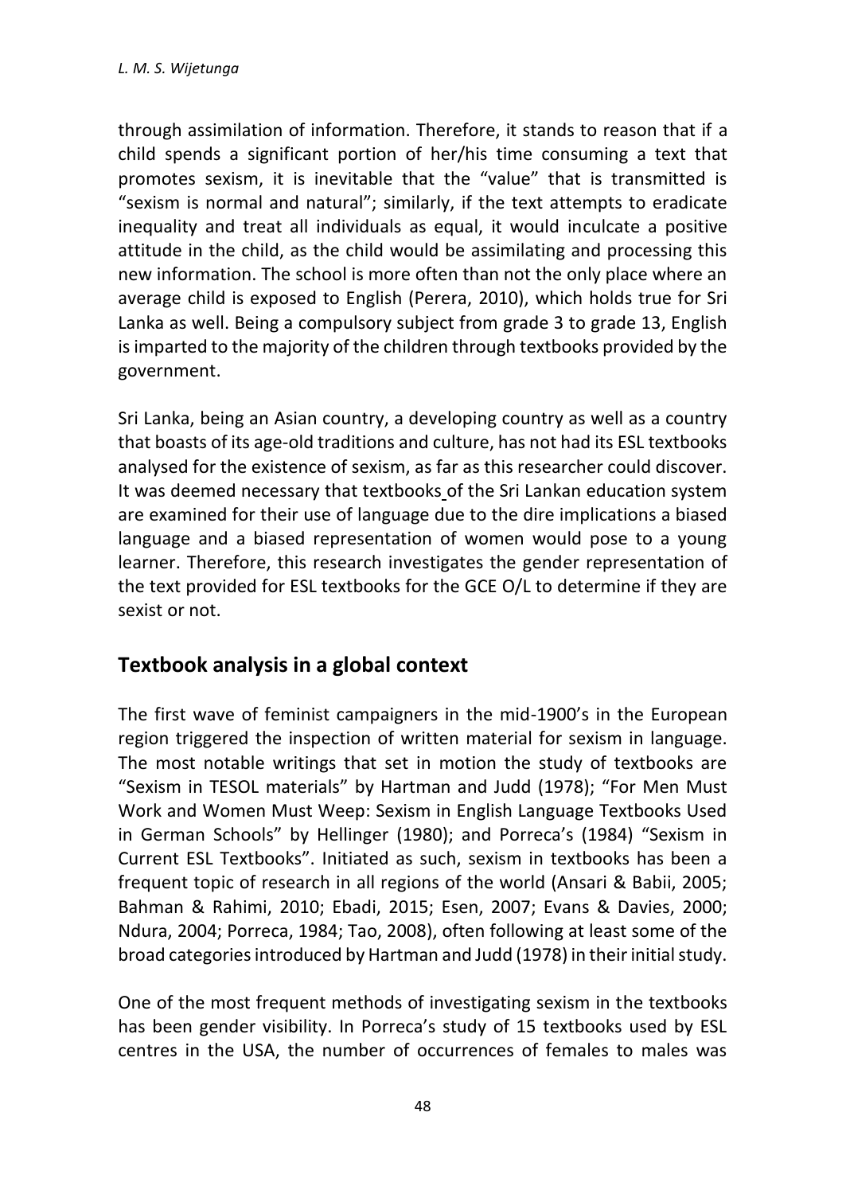through assimilation of information. Therefore, it stands to reason that if a child spends a significant portion of her/his time consuming a text that promotes sexism, it is inevitable that the "value" that is transmitted is "sexism is normal and natural"; similarly, if the text attempts to eradicate inequality and treat all individuals as equal, it would inculcate a positive attitude in the child, as the child would be assimilating and processing this new information. The school is more often than not the only place where an average child is exposed to English (Perera, 2010), which holds true for Sri Lanka as well. Being a compulsory subject from grade 3 to grade 13, English is imparted to the majority of the children through textbooks provided by the government.

Sri Lanka, being an Asian country, a developing country as well as a country that boasts of its age-old traditions and culture, has not had its ESL textbooks analysed for the existence of sexism, as far as this researcher could discover. It was deemed necessary that textbooks of the Sri Lankan education system are examined for their use of language due to the dire implications a biased language and a biased representation of women would pose to a young learner. Therefore, this research investigates the gender representation of the text provided for ESL textbooks for the GCE O/L to determine if they are sexist or not.

## Textbook analysis in a global context

The first wave of feminist campaigners in the mid-1900's in the European region triggered the inspection of written material for sexism in language. The most notable writings that set in motion the study of textbooks are "Sexism in TESOL materials" by Hartman and Judd (1978); "For Men Must Work and Women Must Weep: Sexism in English Language Textbooks Used in German Schools" by Hellinger (1980); and Porreca's (1984) "Sexism in Current ESL Textbooks". Initiated as such, sexism in textbooks has been a frequent topic of research in all regions of the world (Ansari & Babii, 2005; Bahman & Rahimi, 2010; Ebadi, 2015; Esen, 2007; Evans & Davies, 2000; Ndura, 2004; Porreca, 1984; Tao, 2008), often following at least some of the broad categories introduced by Hartman and Judd (1978) in their initial study.

One of the most frequent methods of investigating sexism in the textbooks has been gender visibility. In Porreca's study of 15 textbooks used by ESL centres in the USA, the number of occurrences of females to males was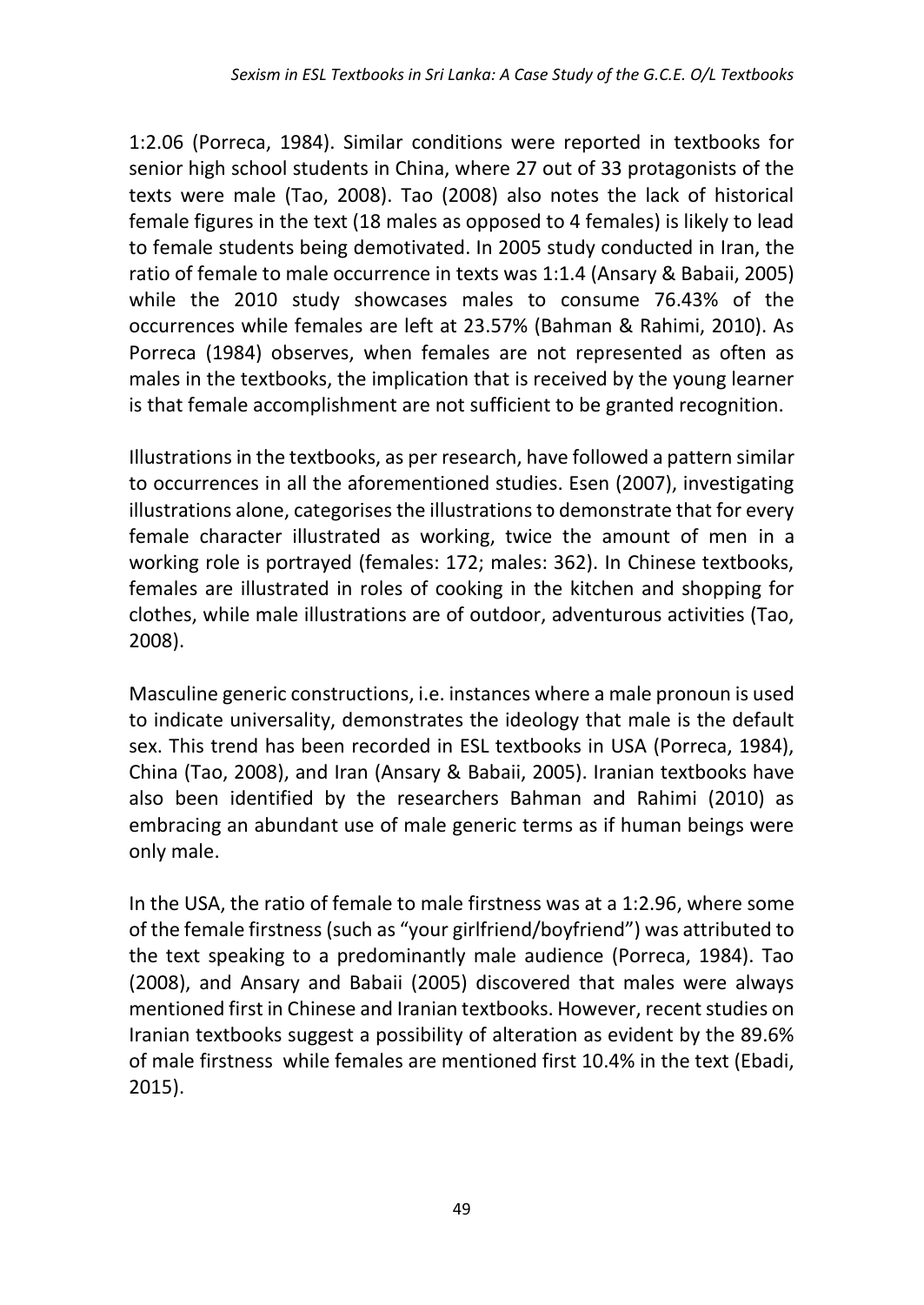1:2.06 (Porreca, 1984). Similar conditions were reported in textbooks for senior high school students in China, where 27 out of 33 protagonists of the texts were male (Tao, 2008). Tao (2008) also notes the lack of historical female figures in the text (18 males as opposed to 4 females) is likely to lead to female students being demotivated. In 2005 study conducted in Iran, the ratio of female to male occurrence in texts was 1:1.4 (Ansary & Babaii, 2005) while the 2010 study showcases males to consume 76.43% of the occurrences while females are left at 23.57% (Bahman & Rahimi, 2010). As Porreca (1984) observes, when females are not represented as often as males in the textbooks, the implication that is received by the young learner is that female accomplishment are not sufficient to be granted recognition.

Illustrations in the textbooks, as per research, have followed a pattern similar to occurrences in all the aforementioned studies. Esen (2007), investigating illustrations alone, categorises the illustrations to demonstrate that for every female character illustrated as working, twice the amount of men in a working role is portrayed (females: 172; males: 362). In Chinese textbooks, females are illustrated in roles of cooking in the kitchen and shopping for clothes, while male illustrations are of outdoor, adventurous activities (Tao, 2008).

Masculine generic constructions, i.e. instances where a male pronoun is used to indicate universality, demonstrates the ideology that male is the default sex. This trend has been recorded in ESL textbooks in USA (Porreca, 1984), China (Tao, 2008), and Iran (Ansary & Babaii, 2005). Iranian textbooks have also been identified by the researchers Bahman and Rahimi (2010) as embracing an abundant use of male generic terms as if human beings were only male.

In the USA, the ratio of female to male firstness was at a 1:2.96, where some of the female firstness (such as "your girlfriend/boyfriend") was attributed to the text speaking to a predominantly male audience (Porreca, 1984). Tao (2008), and Ansary and Babaii (2005) discovered that males were always mentioned first in Chinese and Iranian textbooks. However, recent studies on Iranian textbooks suggest a possibility of alteration as evident by the 89.6% of male firstness while females are mentioned first 10.4% in the text (Ebadi, 2015).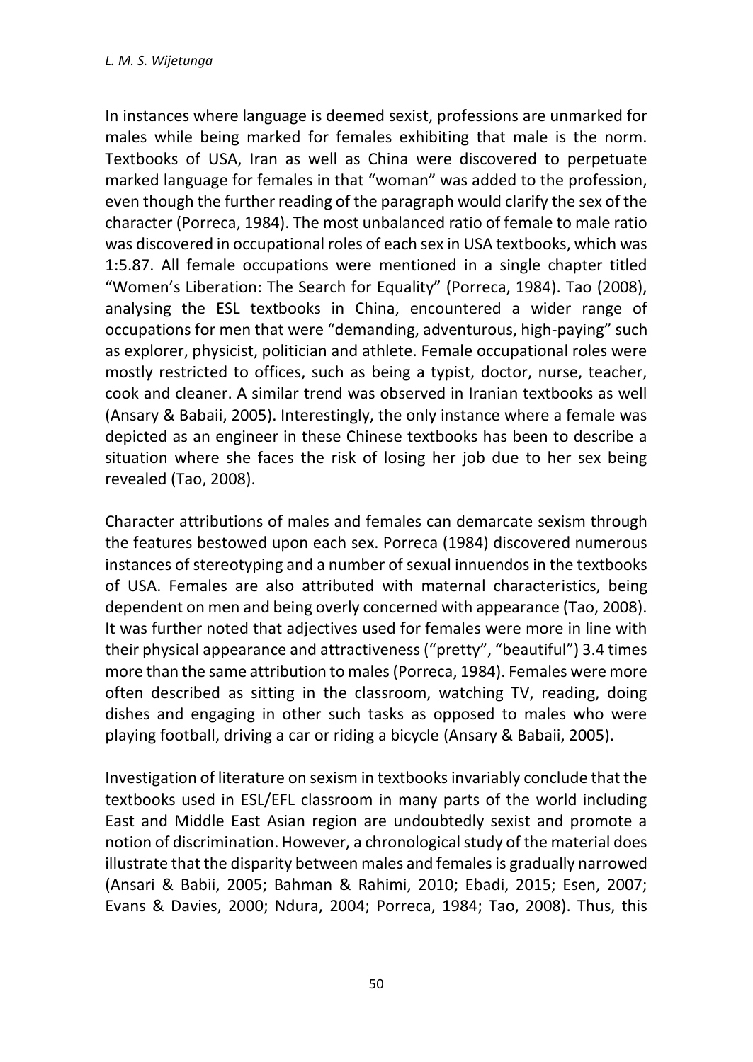In instances where language is deemed sexist, professions are unmarked for males while being marked for females exhibiting that male is the norm. Textbooks of USA, Iran as well as China were discovered to perpetuate marked language for females in that "woman" was added to the profession, even though the further reading of the paragraph would clarify the sex of the character (Porreca, 1984). The most unbalanced ratio of female to male ratio was discovered in occupational roles of each sex in USA textbooks, which was 1:5.87. All female occupations were mentioned in a single chapter titled "Women's Liberation: The Search for Equality" (Porreca, 1984). Tao (2008), analysing the ESL textbooks in China, encountered a wider range of occupations for men that were "demanding, adventurous, high-paying" such as explorer, physicist, politician and athlete. Female occupational roles were mostly restricted to offices, such as being a typist, doctor, nurse, teacher, cook and cleaner. A similar trend was observed in Iranian textbooks as well (Ansary & Babaii, 2005). Interestingly, the only instance where a female was depicted as an engineer in these Chinese textbooks has been to describe a situation where she faces the risk of losing her job due to her sex being revealed (Tao, 2008).

Character attributions of males and females can demarcate sexism through the features bestowed upon each sex. Porreca (1984) discovered numerous instances of stereotyping and a number of sexual innuendos in the textbooks of USA. Females are also attributed with maternal characteristics, being dependent on men and being overly concerned with appearance (Tao, 2008). It was further noted that adjectives used for females were more in line with their physical appearance and attractiveness ("pretty", "beautiful") 3.4 times more than the same attribution to males (Porreca, 1984). Females were more often described as sitting in the classroom, watching TV, reading, doing dishes and engaging in other such tasks as opposed to males who were playing football, driving a car or riding a bicycle (Ansary & Babaii, 2005).

Investigation of literature on sexism in textbooks invariably conclude that the textbooks used in ESL/EFL classroom in many parts of the world including East and Middle East Asian region are undoubtedly sexist and promote a notion of discrimination. However, a chronological study of the material does illustrate that the disparity between males and females is gradually narrowed (Ansari & Babii, 2005; Bahman & Rahimi, 2010; Ebadi, 2015; Esen, 2007; Evans & Davies, 2000; Ndura, 2004; Porreca, 1984; Tao, 2008). Thus, this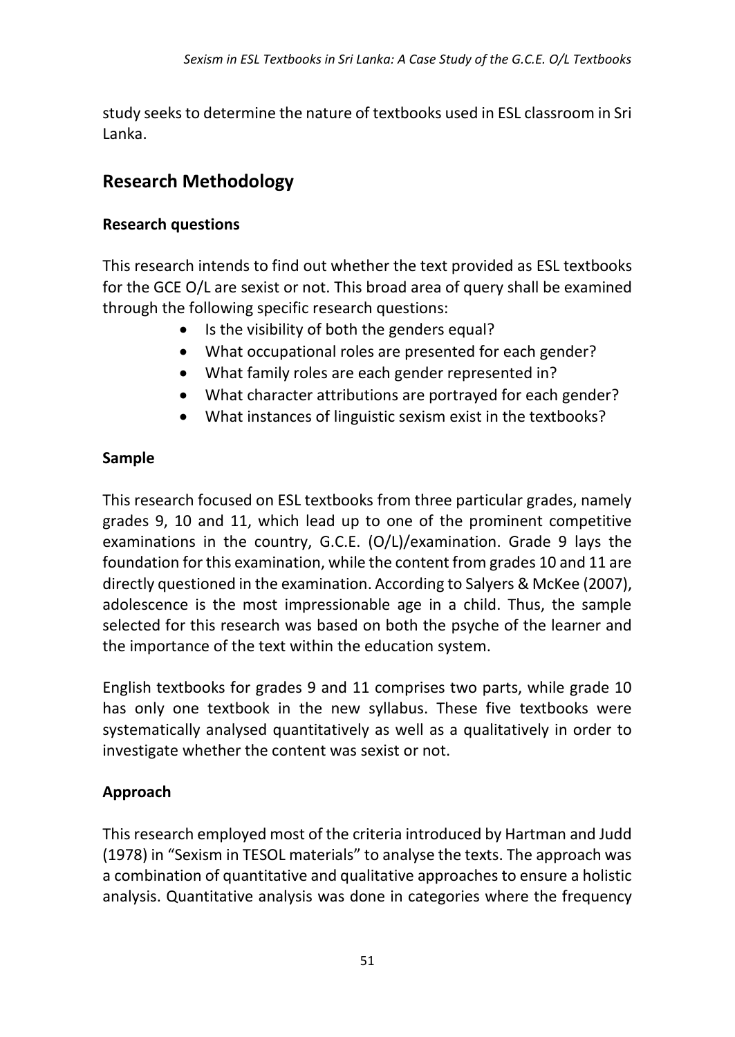study seeks to determine the nature of textbooks used in ESL classroom in Sri Lanka.

## Research Methodology

### Research questions

This research intends to find out whether the text provided as ESL textbooks for the GCE O/L are sexist or not. This broad area of query shall be examined through the following specific research questions:

- Is the visibility of both the genders equal?
- What occupational roles are presented for each gender?
- What family roles are each gender represented in?
- What character attributions are portrayed for each gender?
- What instances of linguistic sexism exist in the textbooks?

### Sample

This research focused on ESL textbooks from three particular grades, namely grades 9, 10 and 11, which lead up to one of the prominent competitive examinations in the country, G.C.E. (O/L)/examination. Grade 9 lays the foundation for this examination, while the content from grades 10 and 11 are directly questioned in the examination. According to Salyers & McKee (2007), adolescence is the most impressionable age in a child. Thus, the sample selected for this research was based on both the psyche of the learner and the importance of the text within the education system.

English textbooks for grades 9 and 11 comprises two parts, while grade 10 has only one textbook in the new syllabus. These five textbooks were systematically analysed quantitatively as well as a qualitatively in order to investigate whether the content was sexist or not.

### Approach

This research employed most of the criteria introduced by Hartman and Judd (1978) in "Sexism in TESOL materials" to analyse the texts. The approach was a combination of quantitative and qualitative approaches to ensure a holistic analysis. Quantitative analysis was done in categories where the frequency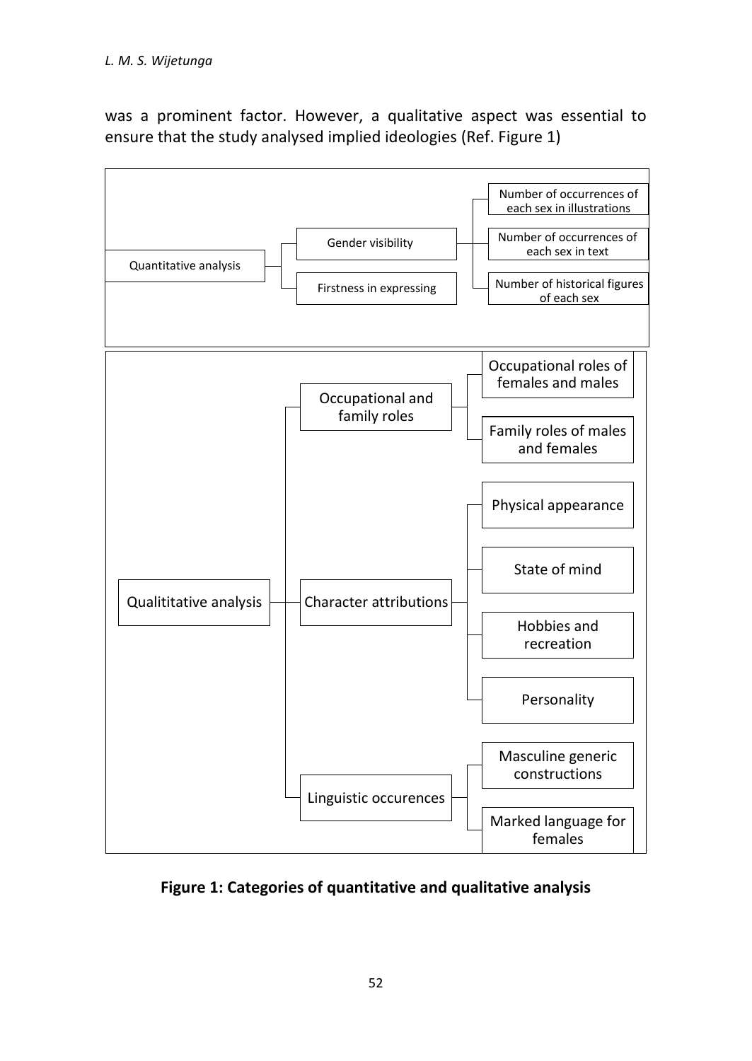was a prominent factor. However, a qualitative aspect was essential to ensure that the study analysed implied ideologies (Ref. Figure 1)

- Quantitative analysis
  - Gender visibility
    - Number of occurrences of each sex in illustrations
    - Number of occurrences of each sex in text
    - Number of historical figures of each sex
  - Firstness in expressing
- Qualititative analysis
  - Occupational and family roles
    - Occupational roles of females and males
    - Family roles of males and females
  - Character attributions
    - Physical appearance
    - State of mind
    - Hobbies and recreation
    - Personality
  - Linguistic occurences
    - Masculine generic constructions
    - Marked language for females

**Figure 1: Categories of quantitative and qualitative analysis**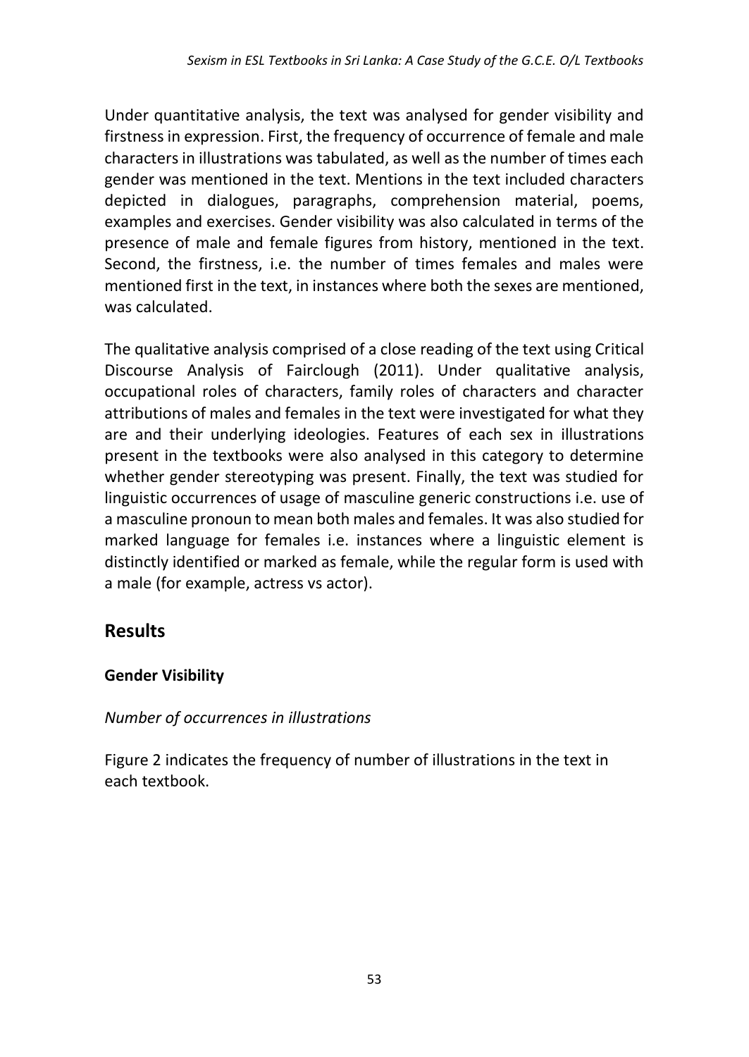Under quantitative analysis, the text was analysed for gender visibility and firstness in expression. First, the frequency of occurrence of female and male characters in illustrations was tabulated, as well as the number of times each gender was mentioned in the text. Mentions in the text included characters depicted in dialogues, paragraphs, comprehension material, poems, examples and exercises. Gender visibility was also calculated in terms of the presence of male and female figures from history, mentioned in the text. Second, the firstness, i.e. the number of times females and males were mentioned first in the text, in instances where both the sexes are mentioned, was calculated.

The qualitative analysis comprised of a close reading of the text using Critical Discourse Analysis of Fairclough (2011). Under qualitative analysis, occupational roles of characters, family roles of characters and character attributions of males and females in the text were investigated for what they are and their underlying ideologies. Features of each sex in illustrations present in the textbooks were also analysed in this category to determine whether gender stereotyping was present. Finally, the text was studied for linguistic occurrences of usage of masculine generic constructions i.e. use of a masculine pronoun to mean both males and females. It was also studied for marked language for females i.e. instances where a linguistic element is distinctly identified or marked as female, while the regular form is used with a male (for example, actress vs actor).

## Results

### Gender Visibility

*Number of occurrences in illustrations*

Figure 2 indicates the frequency of number of illustrations in the text in each textbook.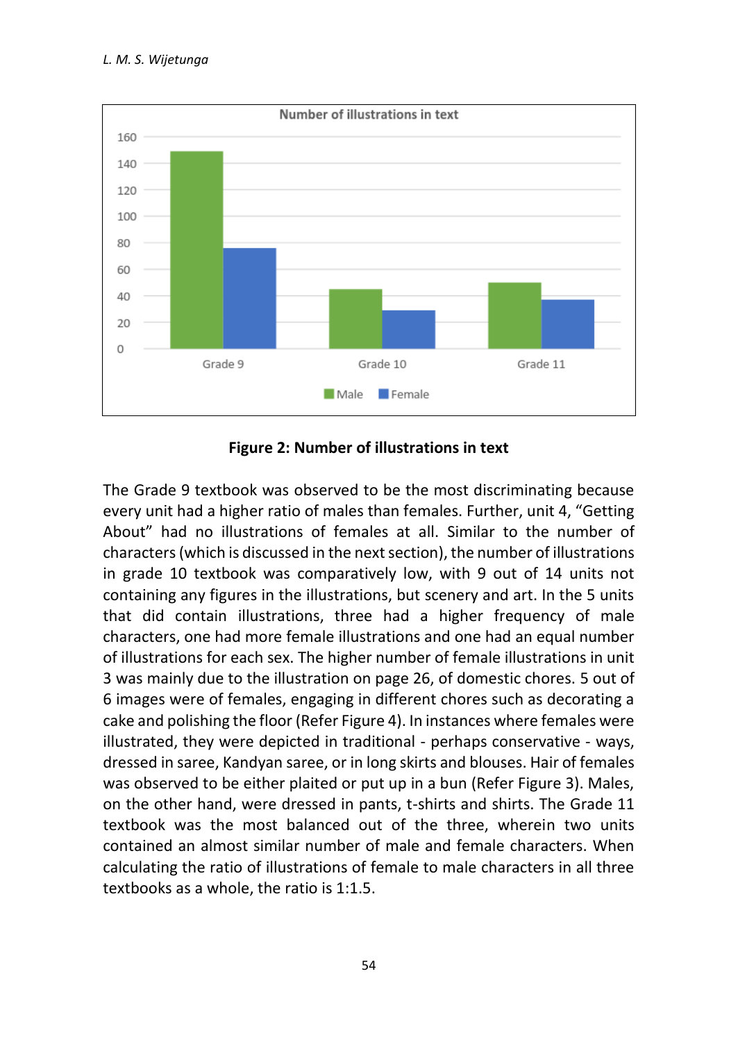**Figure 2: Number of illustrations in text**

The Grade 9 textbook was observed to be the most discriminating because every unit had a higher ratio of males than females. Further, unit 4, "Getting About" had no illustrations of females at all. Similar to the number of characters (which is discussed in the next section), the number of illustrations in grade 10 textbook was comparatively low, with 9 out of 14 units not containing any figures in the illustrations, but scenery and art. In the 5 units that did contain illustrations, three had a higher frequency of male characters, one had more female illustrations and one had an equal number of illustrations for each sex. The higher number of female illustrations in unit 3 was mainly due to the illustration on page 26, of domestic chores. 5 out of 6 images were of females, engaging in different chores such as decorating a cake and polishing the floor (Refer Figure 4). In instances where females were illustrated, they were depicted in traditional - perhaps conservative - ways, dressed in saree, Kandyan saree, or in long skirts and blouses. Hair of females was observed to be either plaited or put up in a bun (Refer Figure 3). Males, on the other hand, were dressed in pants, t-shirts and shirts. The Grade 11 textbook was the most balanced out of the three, wherein two units contained an almost similar number of male and female characters. When calculating the ratio of illustrations of female to male characters in all three textbooks as a whole, the ratio is 1:1.5.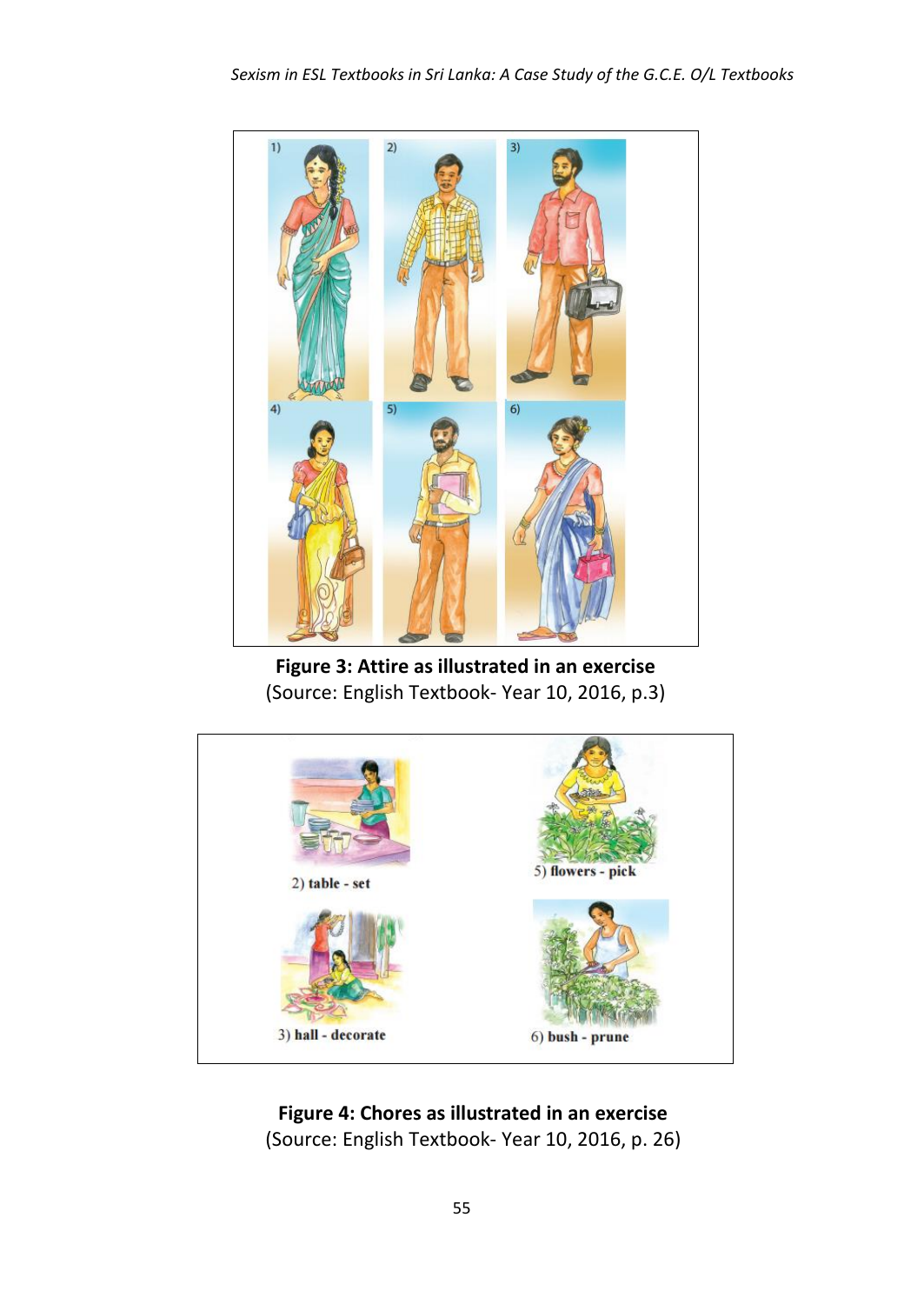**Figure 3: Attire as illustrated in an exercise**
(Source: English Textbook- Year 10, 2016, p.3)

**Figure 4: Chores as illustrated in an exercise**
(Source: English Textbook- Year 10, 2016, p. 26)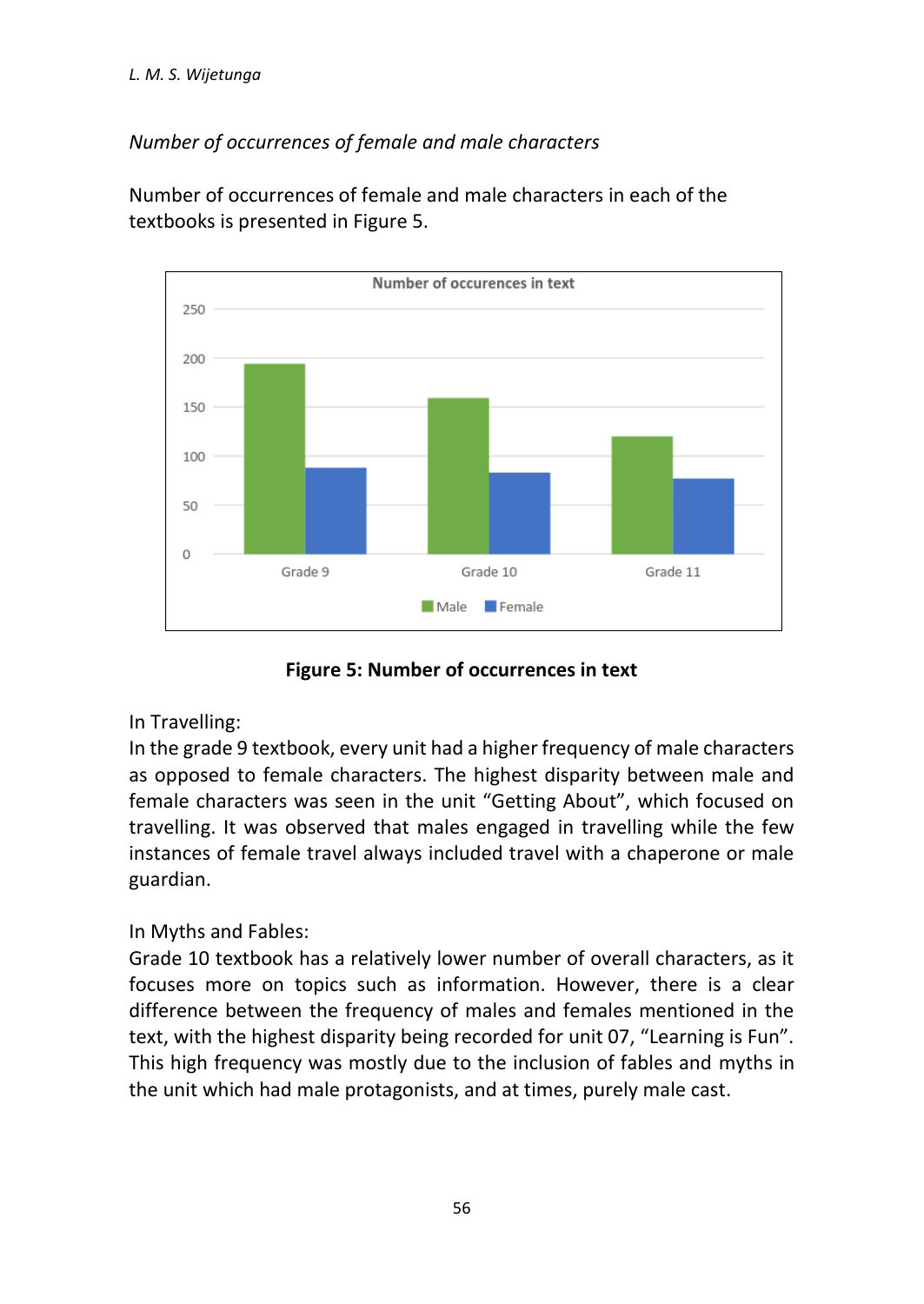*Number of occurrences of female and male characters*

Number of occurrences of female and male characters in each of the textbooks is presented in Figure 5.

**Figure 5: Number of occurrences in text**

In Travelling:
In the grade 9 textbook, every unit had a higher frequency of male characters as opposed to female characters. The highest disparity between male and female characters was seen in the unit "Getting About", which focused on travelling. It was observed that males engaged in travelling while the few instances of female travel always included travel with a chaperone or male guardian.

In Myths and Fables:
Grade 10 textbook has a relatively lower number of overall characters, as it focuses more on topics such as information. However, there is a clear difference between the frequency of males and females mentioned in the text, with the highest disparity being recorded for unit 07, "Learning is Fun". This high frequency was mostly due to the inclusion of fables and myths in the unit which had male protagonists, and at times, purely male cast.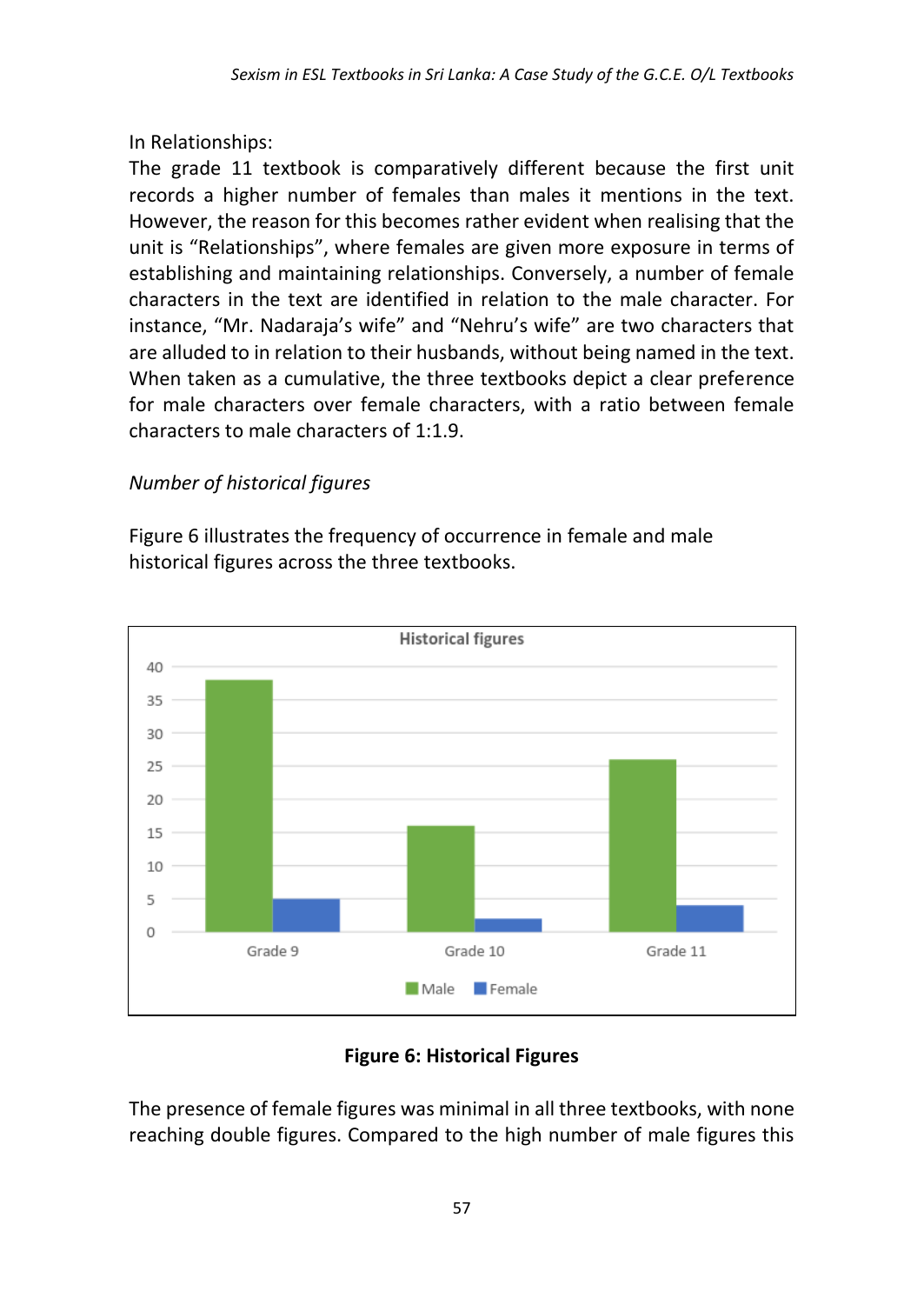In Relationships:

The grade 11 textbook is comparatively different because the first unit records a higher number of females than males it mentions in the text. However, the reason for this becomes rather evident when realising that the unit is "Relationships", where females are given more exposure in terms of establishing and maintaining relationships. Conversely, a number of female characters in the text are identified in relation to the male character. For instance, "Mr. Nadaraja's wife" and "Nehru's wife" are two characters that are alluded to in relation to their husbands, without being named in the text. When taken as a cumulative, the three textbooks depict a clear preference for male characters over female characters, with a ratio between female characters to male characters of 1:1.9.

*Number of historical figures*

Figure 6 illustrates the frequency of occurrence in female and male historical figures across the three textbooks.

**Figure 6: Historical Figures**

The presence of female figures was minimal in all three textbooks, with none reaching double figures. Compared to the high number of male figures this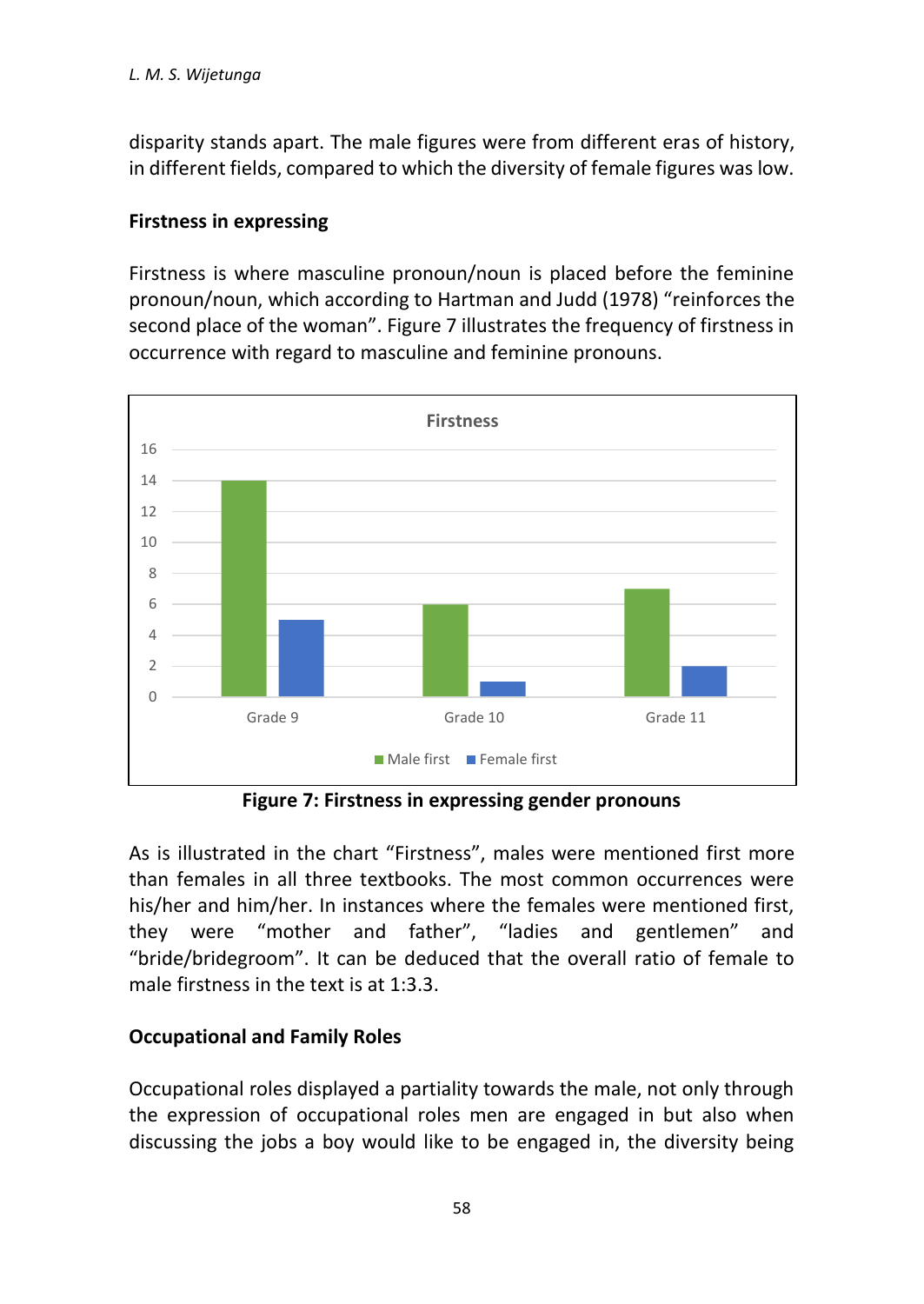disparity stands apart. The male figures were from different eras of history, in different fields, compared to which the diversity of female figures was low.

**Firstness in expressing**

Firstness is where masculine pronoun/noun is placed before the feminine pronoun/noun, which according to Hartman and Judd (1978) "reinforces the second place of the woman". Figure 7 illustrates the frequency of firstness in occurrence with regard to masculine and feminine pronouns.

**Figure 7: Firstness in expressing gender pronouns**

As is illustrated in the chart "Firstness", males were mentioned first more than females in all three textbooks. The most common occurrences were his/her and him/her. In instances where the females were mentioned first, they were "mother and father", "ladies and gentlemen" and "bride/bridegroom". It can be deduced that the overall ratio of female to male firstness in the text is at 1:3.3.

**Occupational and Family Roles**

Occupational roles displayed a partiality towards the male, not only through the expression of occupational roles men are engaged in but also when discussing the jobs a boy would like to be engaged in, the diversity being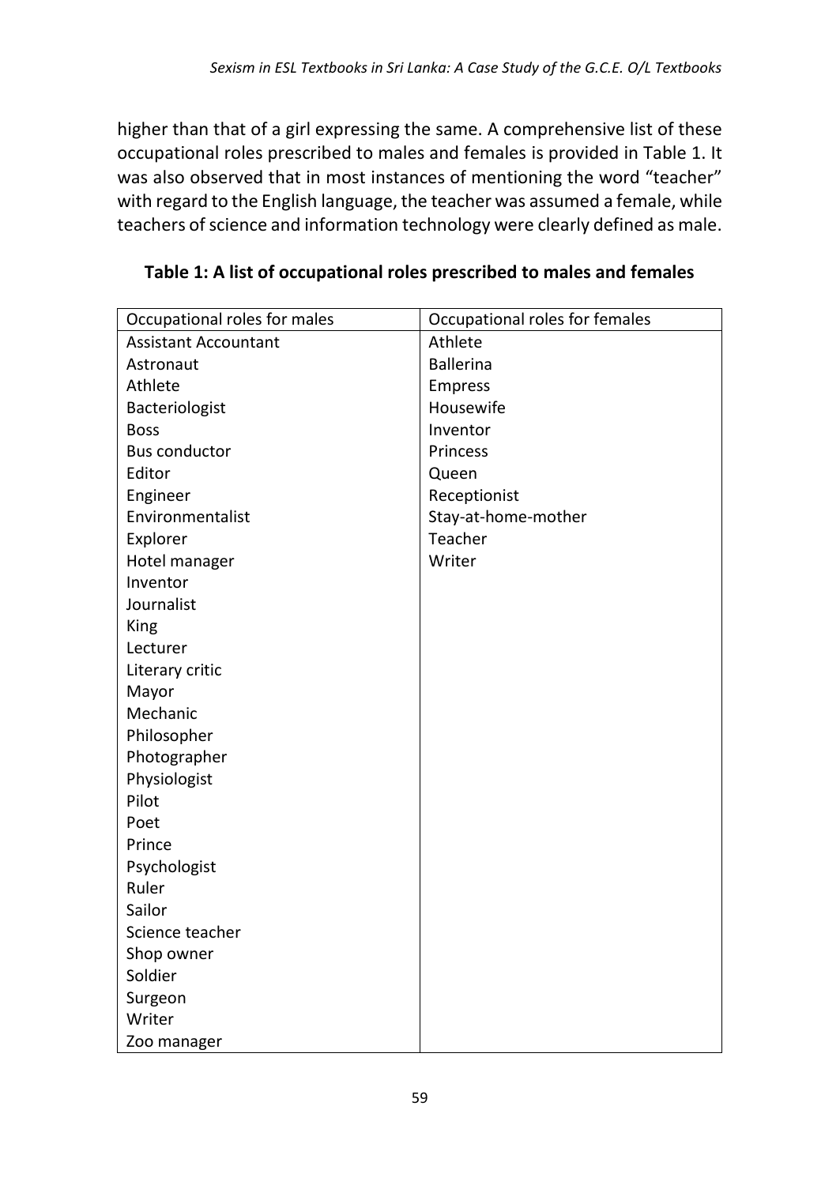higher than that of a girl expressing the same. A comprehensive list of these occupational roles prescribed to males and females is provided in Table 1. It was also observed that in most instances of mentioning the word "teacher" with regard to the English language, the teacher was assumed a female, while teachers of science and information technology were clearly defined as male.

**Table 1: A list of occupational roles prescribed to males and females**

| Occupational roles for males | Occupational roles for females |
|---|---|
| Assistant Accountant | Athlete |
| Astronaut | Ballerina |
| Athlete | Empress |
| Bacteriologist | Housewife |
| Boss | Inventor |
| Bus conductor | Princess |
| Editor | Queen |
| Engineer | Receptionist |
| Environmentalist | Stay-at-home-mother |
| Explorer | Teacher |
| Hotel manager | Writer |
| Inventor | |
| Journalist | |
| King | |
| Lecturer | |
| Literary critic | |
| Mayor | |
| Mechanic | |
| Philosopher | |
| Photographer | |
| Physiologist | |
| Pilot | |
| Poet | |
| Prince | |
| Psychologist | |
| Ruler | |
| Sailor | |
| Science teacher | |
| Shop owner | |
| Soldier | |
| Surgeon | |
| Writer | |
| Zoo manager | |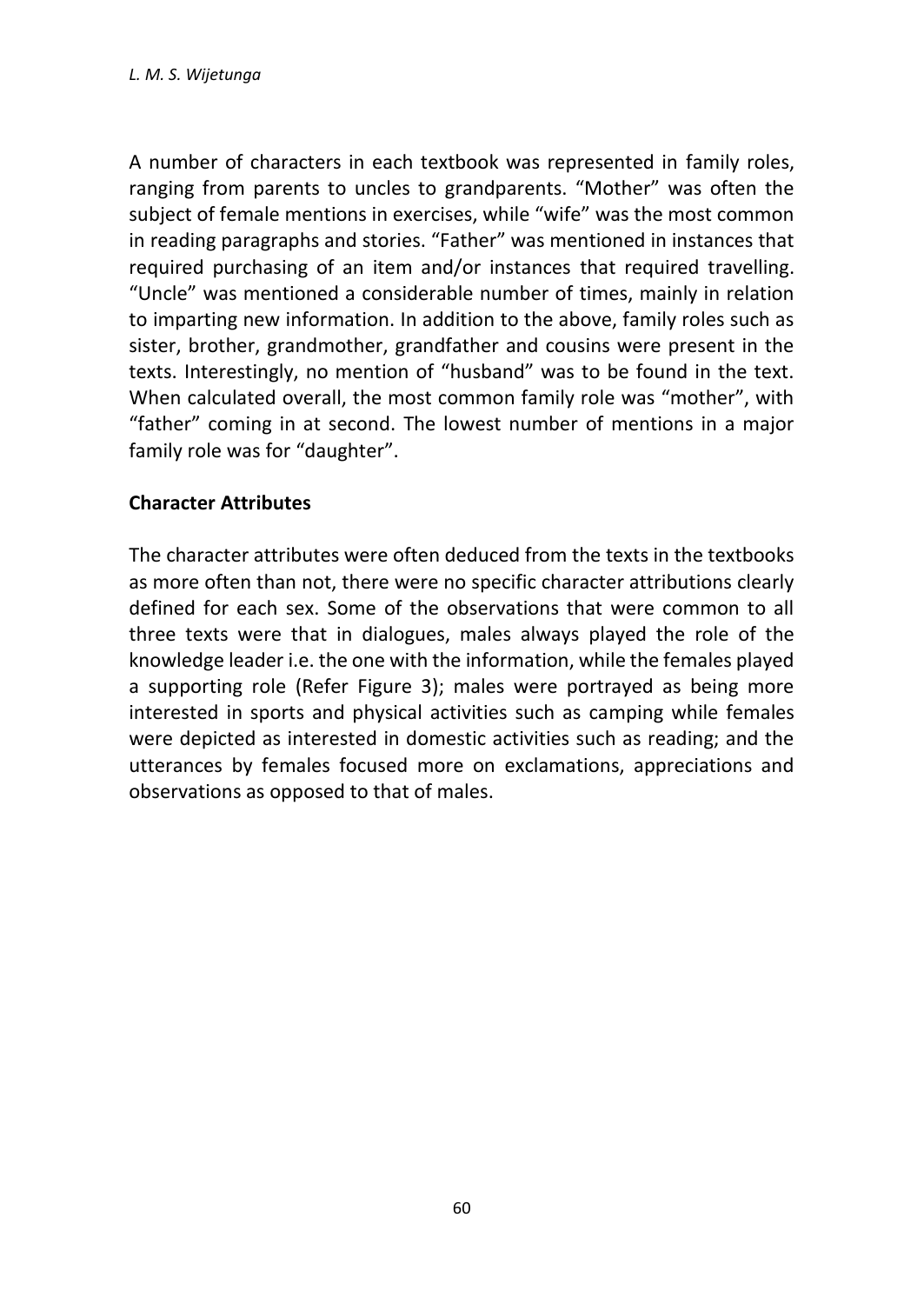A number of characters in each textbook was represented in family roles, ranging from parents to uncles to grandparents. "Mother" was often the subject of female mentions in exercises, while "wife" was the most common in reading paragraphs and stories. "Father" was mentioned in instances that required purchasing of an item and/or instances that required travelling. "Uncle" was mentioned a considerable number of times, mainly in relation to imparting new information. In addition to the above, family roles such as sister, brother, grandmother, grandfather and cousins were present in the texts. Interestingly, no mention of "husband" was to be found in the text. When calculated overall, the most common family role was "mother", with "father" coming in at second. The lowest number of mentions in a major family role was for "daughter".

**Character Attributes**

The character attributes were often deduced from the texts in the textbooks as more often than not, there were no specific character attributions clearly defined for each sex. Some of the observations that were common to all three texts were that in dialogues, males always played the role of the knowledge leader i.e. the one with the information, while the females played a supporting role (Refer Figure 3); males were portrayed as being more interested in sports and physical activities such as camping while females were depicted as interested in domestic activities such as reading; and the utterances by females focused more on exclamations, appreciations and observations as opposed to that of males.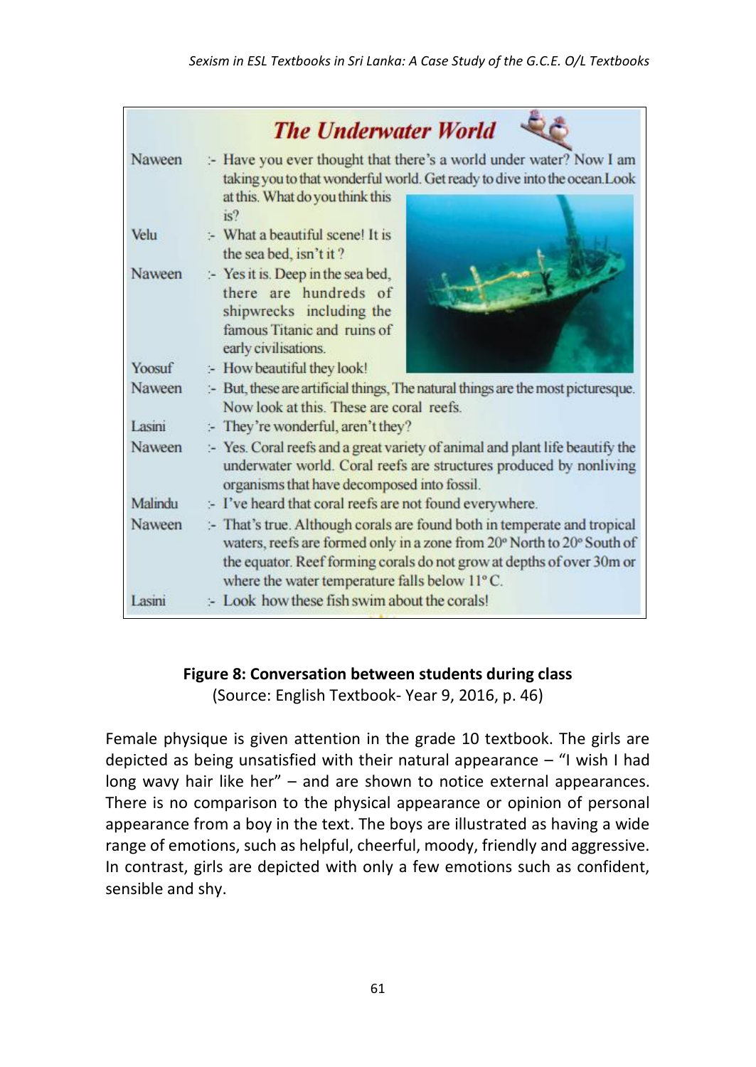### The Underwater World

| | |
|---|---|
| Naween | :- Have you ever thought that there's a world under water? Now I am taking you to that wonderful world. Get ready to dive into the ocean. Look at this. What do you think this is? |
| Velu | :- What a beautiful scene! It is the sea bed, isn't it ? |
| Naween | :- Yes it is. Deep in the sea bed, there are hundreds of shipwrecks including the famous Titanic and ruins of early civilisations. |
| Yoosuf | :- How beautiful they look! |
| Naween | :- But, these are artificial things, The natural things are the most picturesque. Now look at this. These are coral reefs. |
| Lasini | :- They're wonderful, aren't they? |
| Naween | :- Yes. Coral reefs and a great variety of animal and plant life beautify the underwater world. Coral reefs are structures produced by nonliving organisms that have decomposed into fossil. |
| Malindu | :- I've heard that coral reefs are not found everywhere. |
| Naween | :- That's true. Although corals are found both in temperate and tropical waters, reefs are formed only in a zone from 20° North to 20° South of the equator. Reef forming corals do not grow at depths of over 30m or where the water temperature falls below 11° C. |
| Lasini | :- Look how these fish swim about the corals! |

**Figure 8: Conversation between students during class**
(Source: English Textbook- Year 9, 2016, p. 46)

Female physique is given attention in the grade 10 textbook. The girls are depicted as being unsatisfied with their natural appearance – "I wish I had long wavy hair like her" – and are shown to notice external appearances. There is no comparison to the physical appearance or opinion of personal appearance from a boy in the text. The boys are illustrated as having a wide range of emotions, such as helpful, cheerful, moody, friendly and aggressive. In contrast, girls are depicted with only a few emotions such as confident, sensible and shy.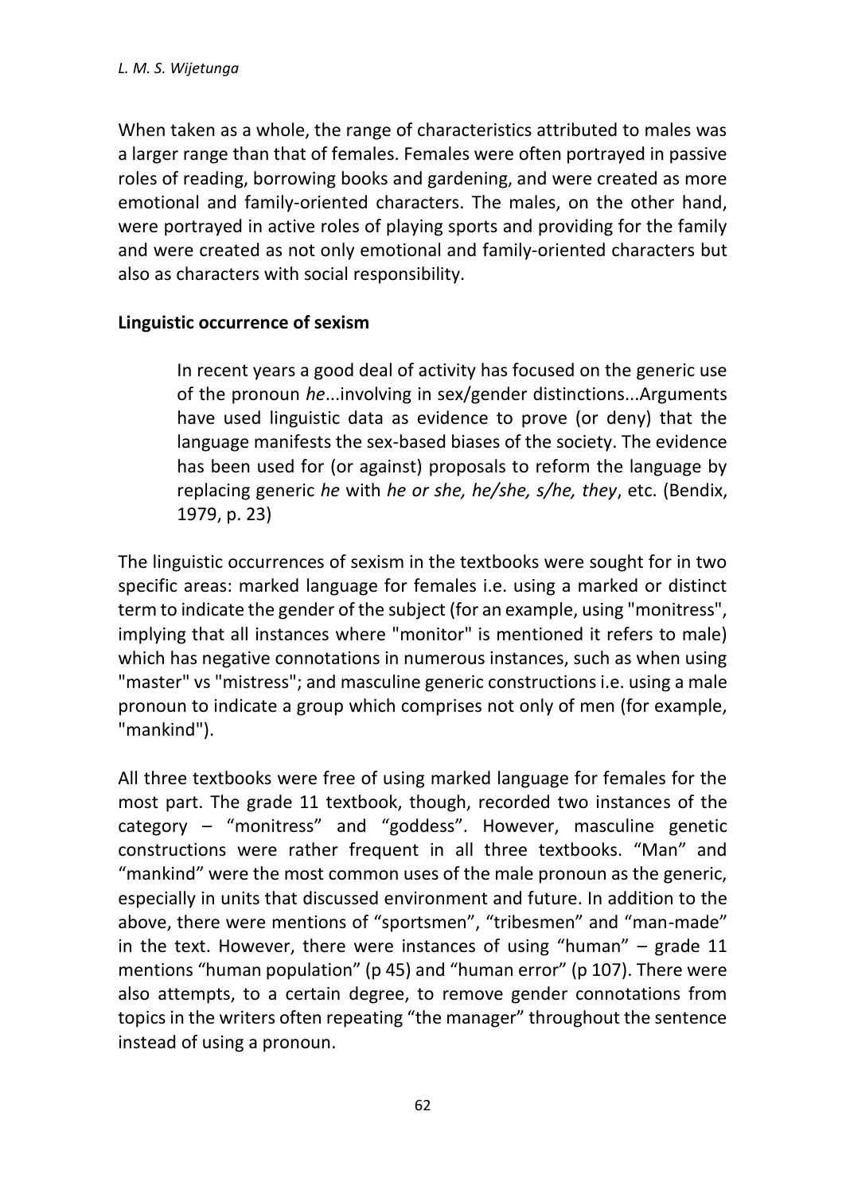When taken as a whole, the range of characteristics attributed to males was a larger range than that of females. Females were often portrayed in passive roles of reading, borrowing books and gardening, and were created as more emotional and family-oriented characters. The males, on the other hand, were portrayed in active roles of playing sports and providing for the family and were created as not only emotional and family-oriented characters but also as characters with social responsibility.

## Linguistic occurrence of sexism

> In recent years a good deal of activity has focused on the generic use of the pronoun *he*...involving in sex/gender distinctions...Arguments have used linguistic data as evidence to prove (or deny) that the language manifests the sex-based biases of the society. The evidence has been used for (or against) proposals to reform the language by replacing generic *he* with *he or she, he/she, s/he, they*, etc. (Bendix, 1979, p. 23)

The linguistic occurrences of sexism in the textbooks were sought for in two specific areas: marked language for females i.e. using a marked or distinct term to indicate the gender of the subject (for an example, using "monitress", implying that all instances where "monitor" is mentioned it refers to male) which has negative connotations in numerous instances, such as when using "master" vs "mistress"; and masculine generic constructions i.e. using a male pronoun to indicate a group which comprises not only of men (for example, "mankind").

All three textbooks were free of using marked language for females for the most part. The grade 11 textbook, though, recorded two instances of the category – "monitress" and "goddess". However, masculine genetic constructions were rather frequent in all three textbooks. "Man" and "mankind" were the most common uses of the male pronoun as the generic, especially in units that discussed environment and future. In addition to the above, there were mentions of "sportsmen", "tribesmen" and "man-made" in the text. However, there were instances of using "human" – grade 11 mentions "human population" (p 45) and "human error" (p 107). There were also attempts, to a certain degree, to remove gender connotations from topics in the writers often repeating "the manager" throughout the sentence instead of using a pronoun.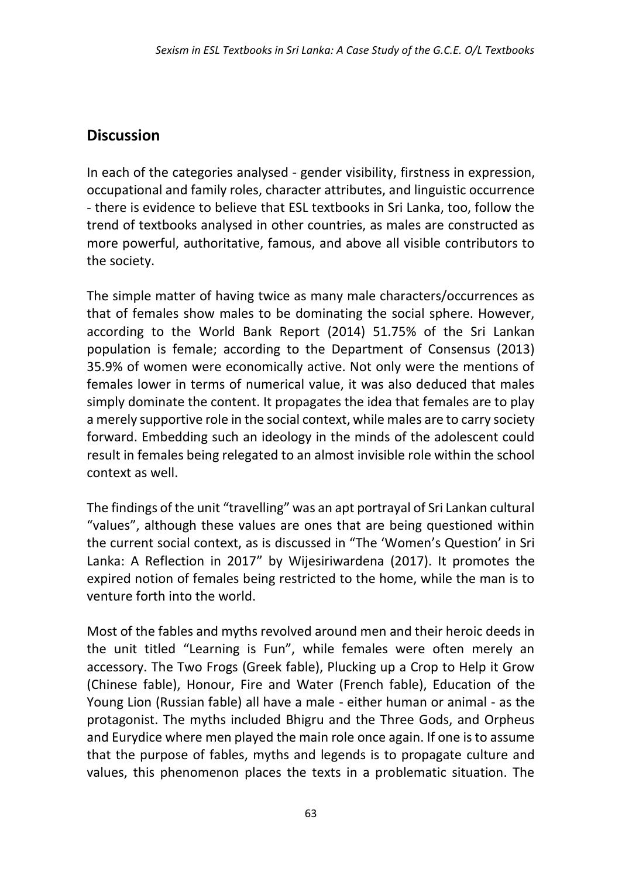## Discussion

In each of the categories analysed - gender visibility, firstness in expression, occupational and family roles, character attributes, and linguistic occurrence - there is evidence to believe that ESL textbooks in Sri Lanka, too, follow the trend of textbooks analysed in other countries, as males are constructed as more powerful, authoritative, famous, and above all visible contributors to the society.

The simple matter of having twice as many male characters/occurrences as that of females show males to be dominating the social sphere. However, according to the World Bank Report (2014) 51.75% of the Sri Lankan population is female; according to the Department of Consensus (2013) 35.9% of women were economically active. Not only were the mentions of females lower in terms of numerical value, it was also deduced that males simply dominate the content. It propagates the idea that females are to play a merely supportive role in the social context, while males are to carry society forward. Embedding such an ideology in the minds of the adolescent could result in females being relegated to an almost invisible role within the school context as well.

The findings of the unit "travelling" was an apt portrayal of Sri Lankan cultural "values", although these values are ones that are being questioned within the current social context, as is discussed in "The 'Women's Question' in Sri Lanka: A Reflection in 2017" by Wijesiriwardena (2017). It promotes the expired notion of females being restricted to the home, while the man is to venture forth into the world.

Most of the fables and myths revolved around men and their heroic deeds in the unit titled "Learning is Fun", while females were often merely an accessory. The Two Frogs (Greek fable), Plucking up a Crop to Help it Grow (Chinese fable), Honour, Fire and Water (French fable), Education of the Young Lion (Russian fable) all have a male - either human or animal - as the protagonist. The myths included Bhigru and the Three Gods, and Orpheus and Eurydice where men played the main role once again. If one is to assume that the purpose of fables, myths and legends is to propagate culture and values, this phenomenon places the texts in a problematic situation. The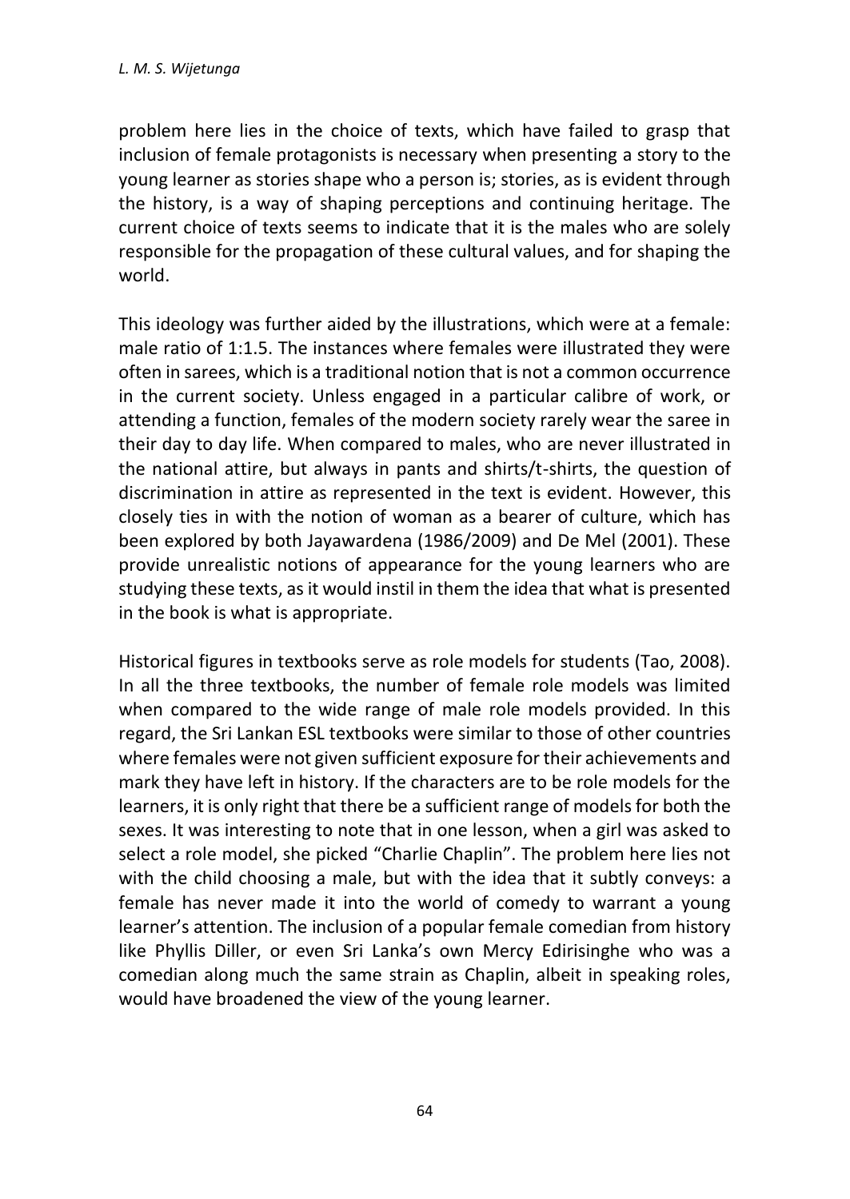problem here lies in the choice of texts, which have failed to grasp that inclusion of female protagonists is necessary when presenting a story to the young learner as stories shape who a person is; stories, as is evident through the history, is a way of shaping perceptions and continuing heritage. The current choice of texts seems to indicate that it is the males who are solely responsible for the propagation of these cultural values, and for shaping the world.

This ideology was further aided by the illustrations, which were at a female: male ratio of 1:1.5. The instances where females were illustrated they were often in sarees, which is a traditional notion that is not a common occurrence in the current society. Unless engaged in a particular calibre of work, or attending a function, females of the modern society rarely wear the saree in their day to day life. When compared to males, who are never illustrated in the national attire, but always in pants and shirts/t-shirts, the question of discrimination in attire as represented in the text is evident. However, this closely ties in with the notion of woman as a bearer of culture, which has been explored by both Jayawardena (1986/2009) and De Mel (2001). These provide unrealistic notions of appearance for the young learners who are studying these texts, as it would instil in them the idea that what is presented in the book is what is appropriate.

Historical figures in textbooks serve as role models for students (Tao, 2008). In all the three textbooks, the number of female role models was limited when compared to the wide range of male role models provided. In this regard, the Sri Lankan ESL textbooks were similar to those of other countries where females were not given sufficient exposure for their achievements and mark they have left in history. If the characters are to be role models for the learners, it is only right that there be a sufficient range of models for both the sexes. It was interesting to note that in one lesson, when a girl was asked to select a role model, she picked "Charlie Chaplin". The problem here lies not with the child choosing a male, but with the idea that it subtly conveys: a female has never made it into the world of comedy to warrant a young learner's attention. The inclusion of a popular female comedian from history like Phyllis Diller, or even Sri Lanka's own Mercy Edirisinghe who was a comedian along much the same strain as Chaplin, albeit in speaking roles, would have broadened the view of the young learner.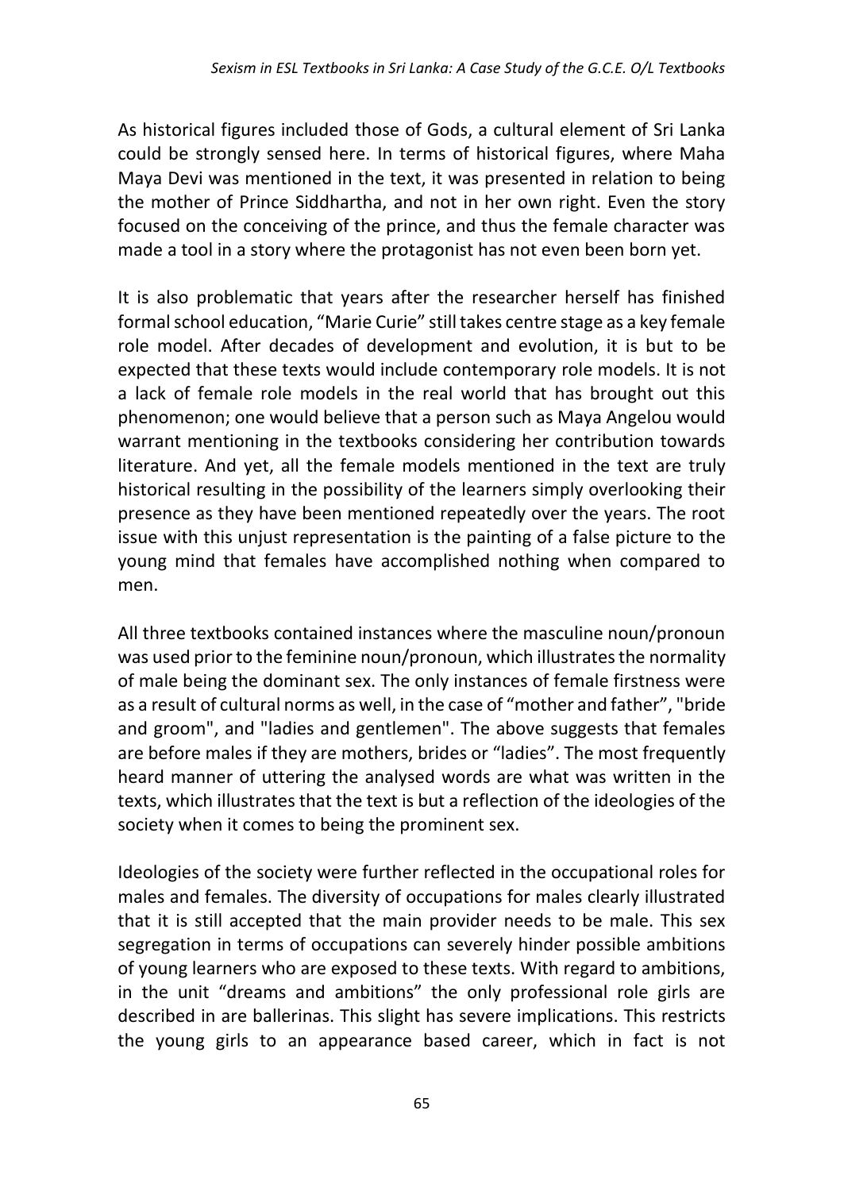As historical figures included those of Gods, a cultural element of Sri Lanka could be strongly sensed here. In terms of historical figures, where Maha Maya Devi was mentioned in the text, it was presented in relation to being the mother of Prince Siddhartha, and not in her own right. Even the story focused on the conceiving of the prince, and thus the female character was made a tool in a story where the protagonist has not even been born yet.

It is also problematic that years after the researcher herself has finished formal school education, "Marie Curie" still takes centre stage as a key female role model. After decades of development and evolution, it is but to be expected that these texts would include contemporary role models. It is not a lack of female role models in the real world that has brought out this phenomenon; one would believe that a person such as Maya Angelou would warrant mentioning in the textbooks considering her contribution towards literature. And yet, all the female models mentioned in the text are truly historical resulting in the possibility of the learners simply overlooking their presence as they have been mentioned repeatedly over the years. The root issue with this unjust representation is the painting of a false picture to the young mind that females have accomplished nothing when compared to men.

All three textbooks contained instances where the masculine noun/pronoun was used prior to the feminine noun/pronoun, which illustrates the normality of male being the dominant sex. The only instances of female firstness were as a result of cultural norms as well, in the case of "mother and father", "bride and groom", and "ladies and gentlemen". The above suggests that females are before males if they are mothers, brides or "ladies". The most frequently heard manner of uttering the analysed words are what was written in the texts, which illustrates that the text is but a reflection of the ideologies of the society when it comes to being the prominent sex.

Ideologies of the society were further reflected in the occupational roles for males and females. The diversity of occupations for males clearly illustrated that it is still accepted that the main provider needs to be male. This sex segregation in terms of occupations can severely hinder possible ambitions of young learners who are exposed to these texts. With regard to ambitions, in the unit "dreams and ambitions" the only professional role girls are described in are ballerinas. This slight has severe implications. This restricts the young girls to an appearance based career, which in fact is not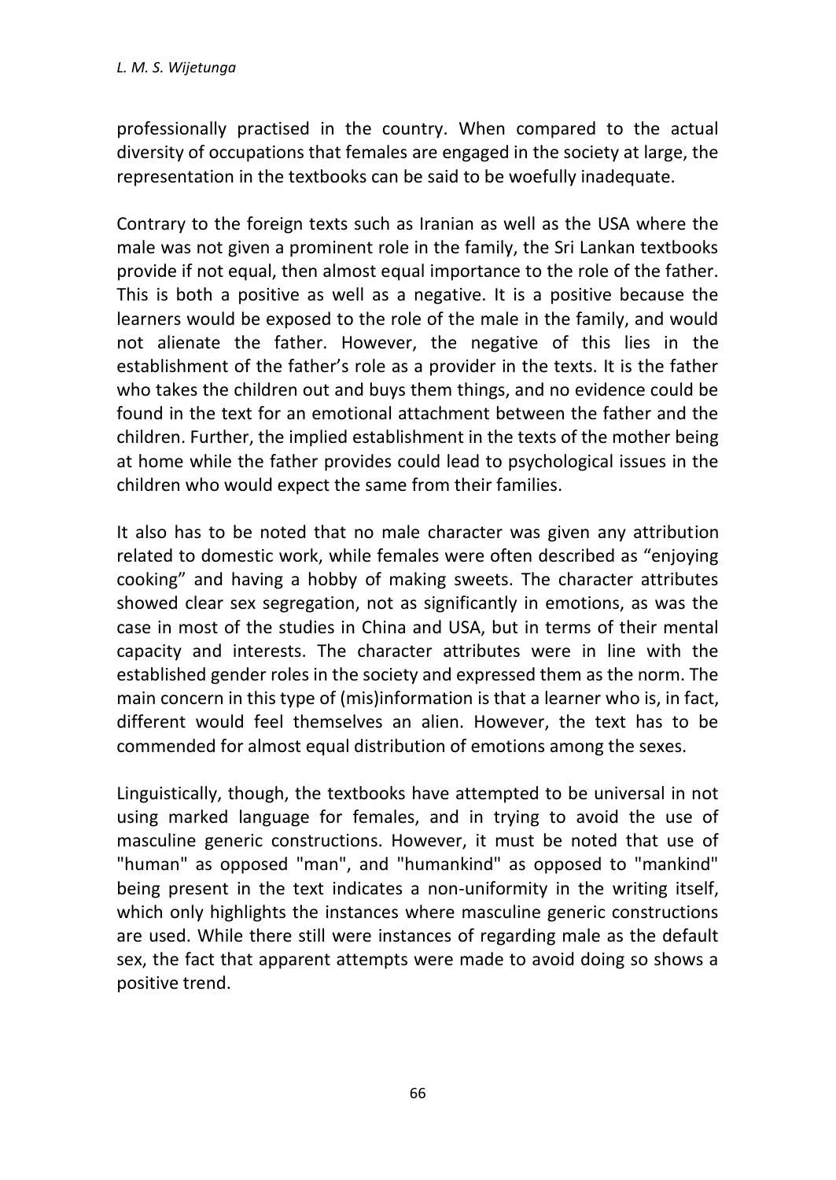professionally practised in the country. When compared to the actual diversity of occupations that females are engaged in the society at large, the representation in the textbooks can be said to be woefully inadequate.

Contrary to the foreign texts such as Iranian as well as the USA where the male was not given a prominent role in the family, the Sri Lankan textbooks provide if not equal, then almost equal importance to the role of the father. This is both a positive as well as a negative. It is a positive because the learners would be exposed to the role of the male in the family, and would not alienate the father. However, the negative of this lies in the establishment of the father's role as a provider in the texts. It is the father who takes the children out and buys them things, and no evidence could be found in the text for an emotional attachment between the father and the children. Further, the implied establishment in the texts of the mother being at home while the father provides could lead to psychological issues in the children who would expect the same from their families.

It also has to be noted that no male character was given any attribution related to domestic work, while females were often described as "enjoying cooking" and having a hobby of making sweets. The character attributes showed clear sex segregation, not as significantly in emotions, as was the case in most of the studies in China and USA, but in terms of their mental capacity and interests. The character attributes were in line with the established gender roles in the society and expressed them as the norm. The main concern in this type of (mis)information is that a learner who is, in fact, different would feel themselves an alien. However, the text has to be commended for almost equal distribution of emotions among the sexes.

Linguistically, though, the textbooks have attempted to be universal in not using marked language for females, and in trying to avoid the use of masculine generic constructions. However, it must be noted that use of "human" as opposed "man", and "humankind" as opposed to "mankind" being present in the text indicates a non-uniformity in the writing itself, which only highlights the instances where masculine generic constructions are used. While there still were instances of regarding male as the default sex, the fact that apparent attempts were made to avoid doing so shows a positive trend.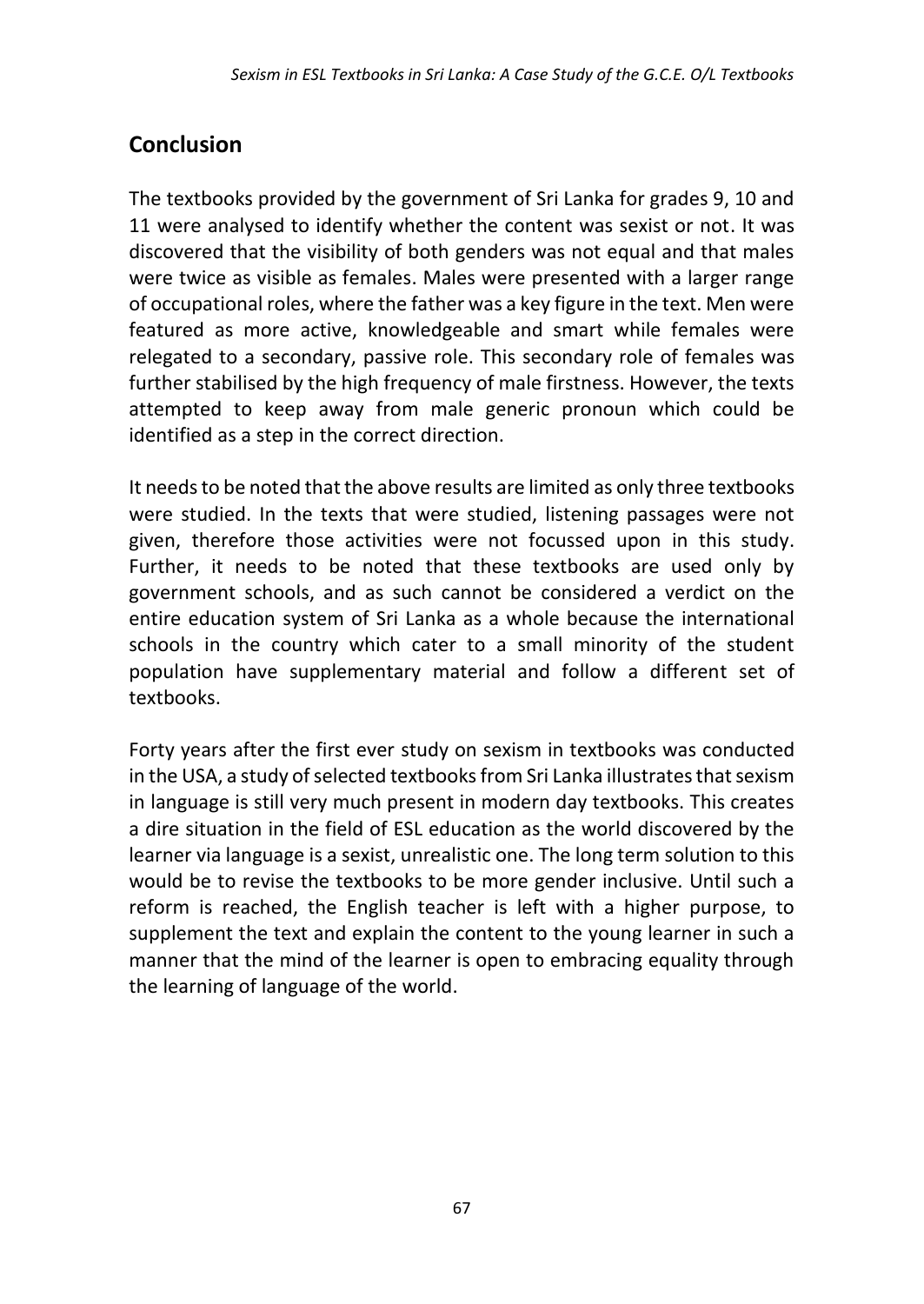## Conclusion

The textbooks provided by the government of Sri Lanka for grades 9, 10 and 11 were analysed to identify whether the content was sexist or not. It was discovered that the visibility of both genders was not equal and that males were twice as visible as females. Males were presented with a larger range of occupational roles, where the father was a key figure in the text. Men were featured as more active, knowledgeable and smart while females were relegated to a secondary, passive role. This secondary role of females was further stabilised by the high frequency of male firstness. However, the texts attempted to keep away from male generic pronoun which could be identified as a step in the correct direction.

It needs to be noted that the above results are limited as only three textbooks were studied. In the texts that were studied, listening passages were not given, therefore those activities were not focussed upon in this study. Further, it needs to be noted that these textbooks are used only by government schools, and as such cannot be considered a verdict on the entire education system of Sri Lanka as a whole because the international schools in the country which cater to a small minority of the student population have supplementary material and follow a different set of textbooks.

Forty years after the first ever study on sexism in textbooks was conducted in the USA, a study of selected textbooks from Sri Lanka illustrates that sexism in language is still very much present in modern day textbooks. This creates a dire situation in the field of ESL education as the world discovered by the learner via language is a sexist, unrealistic one. The long term solution to this would be to revise the textbooks to be more gender inclusive. Until such a reform is reached, the English teacher is left with a higher purpose, to supplement the text and explain the content to the young learner in such a manner that the mind of the learner is open to embracing equality through the learning of language of the world.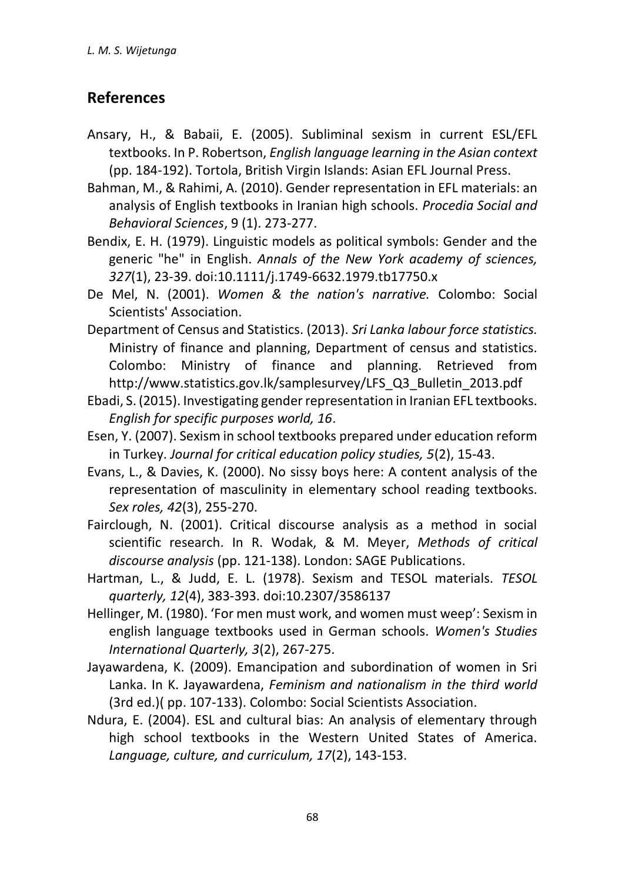## References

Ansary, H., & Babaii, E. (2005). Subliminal sexism in current ESL/EFL textbooks. In P. Robertson, *English language learning in the Asian context* (pp. 184-192). Tortola, British Virgin Islands: Asian EFL Journal Press.

Bahman, M., & Rahimi, A. (2010). Gender representation in EFL materials: an analysis of English textbooks in Iranian high schools. *Procedia Social and Behavioral Sciences*, 9 (1). 273-277.

Bendix, E. H. (1979). Linguistic models as political symbols: Gender and the generic "he" in English. *Annals of the New York academy of sciences, 327*(1), 23-39. doi:10.1111/j.1749-6632.1979.tb17750.x

De Mel, N. (2001). *Women & the nation's narrative.* Colombo: Social Scientists' Association.

Department of Census and Statistics. (2013). *Sri Lanka labour force statistics.* Ministry of finance and planning, Department of census and statistics. Colombo: Ministry of finance and planning. Retrieved from http://www.statistics.gov.lk/samplesurvey/LFS_Q3_Bulletin_2013.pdf

Ebadi, S. (2015). Investigating gender representation in Iranian EFL textbooks. *English for specific purposes world, 16*.

Esen, Y. (2007). Sexism in school textbooks prepared under education reform in Turkey. *Journal for critical education policy studies, 5*(2), 15-43.

Evans, L., & Davies, K. (2000). No sissy boys here: A content analysis of the representation of masculinity in elementary school reading textbooks. *Sex roles, 42*(3), 255-270.

Fairclough, N. (2001). Critical discourse analysis as a method in social scientific research. In R. Wodak, & M. Meyer, *Methods of critical discourse analysis* (pp. 121-138). London: SAGE Publications.

Hartman, L., & Judd, E. L. (1978). Sexism and TESOL materials. *TESOL quarterly, 12*(4), 383-393. doi:10.2307/3586137

Hellinger, M. (1980). 'For men must work, and women must weep': Sexism in english language textbooks used in German schools. *Women's Studies International Quarterly, 3*(2), 267-275.

Jayawardena, K. (2009). Emancipation and subordination of women in Sri Lanka. In K. Jayawardena, *Feminism and nationalism in the third world* (3rd ed.)( pp. 107-133). Colombo: Social Scientists Association.

Ndura, E. (2004). ESL and cultural bias: An analysis of elementary through high school textbooks in the Western United States of America. *Language, culture, and curriculum, 17*(2), 143-153.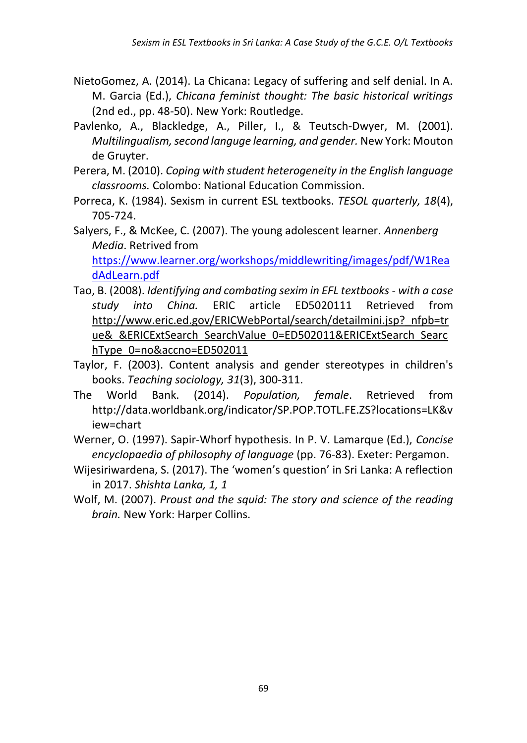NietoGomez, A. (2014). La Chicana: Legacy of suffering and self denial. In A. M. Garcia (Ed.), *Chicana feminist thought: The basic historical writings* (2nd ed., pp. 48-50). New York: Routledge.

Pavlenko, A., Blackledge, A., Piller, I., & Teutsch-Dwyer, M. (2001). *Multilingualism, second languge learning, and gender.* New York: Mouton de Gruyter.

Perera, M. (2010). *Coping with student heterogeneity in the English language classrooms.* Colombo: National Education Commission.

Porreca, K. (1984). Sexism in current ESL textbooks. *TESOL quarterly, 18*(4), 705-724.

Salyers, F., & McKee, C. (2007). The young adolescent learner. *Annenberg Media*. Retrived from https://www.learner.org/workshops/middlewriting/images/pdf/W1ReadAdLearn.pdf

Tao, B. (2008). *Identifying and combating sexim in EFL textbooks - with a case study into China.* ERIC article ED5020111 Retrieved from http://www.eric.ed.gov/ERICWebPortal/search/detailmini.jsp?_nfpb=true&_&ERICExtSearch_SearchValue_0=ED502011&ERICExtSearch_SearchType_0=no&accno=ED502011

Taylor, F. (2003). Content analysis and gender stereotypes in children's books. *Teaching sociology, 31*(3), 300-311.

The World Bank. (2014). *Population, female*. Retrieved from http://data.worldbank.org/indicator/SP.POP.TOTL.FE.ZS?locations=LK&view=chart

Werner, O. (1997). Sapir-Whorf hypothesis. In P. V. Lamarque (Ed.), *Concise encyclopaedia of philosophy of language* (pp. 76-83). Exeter: Pergamon.

Wijesiriwardena, S. (2017). The 'women's question' in Sri Lanka: A reflection in 2017. *Shishta Lanka, 1, 1*

Wolf, M. (2007). *Proust and the squid: The story and science of the reading brain.* New York: Harper Collins.